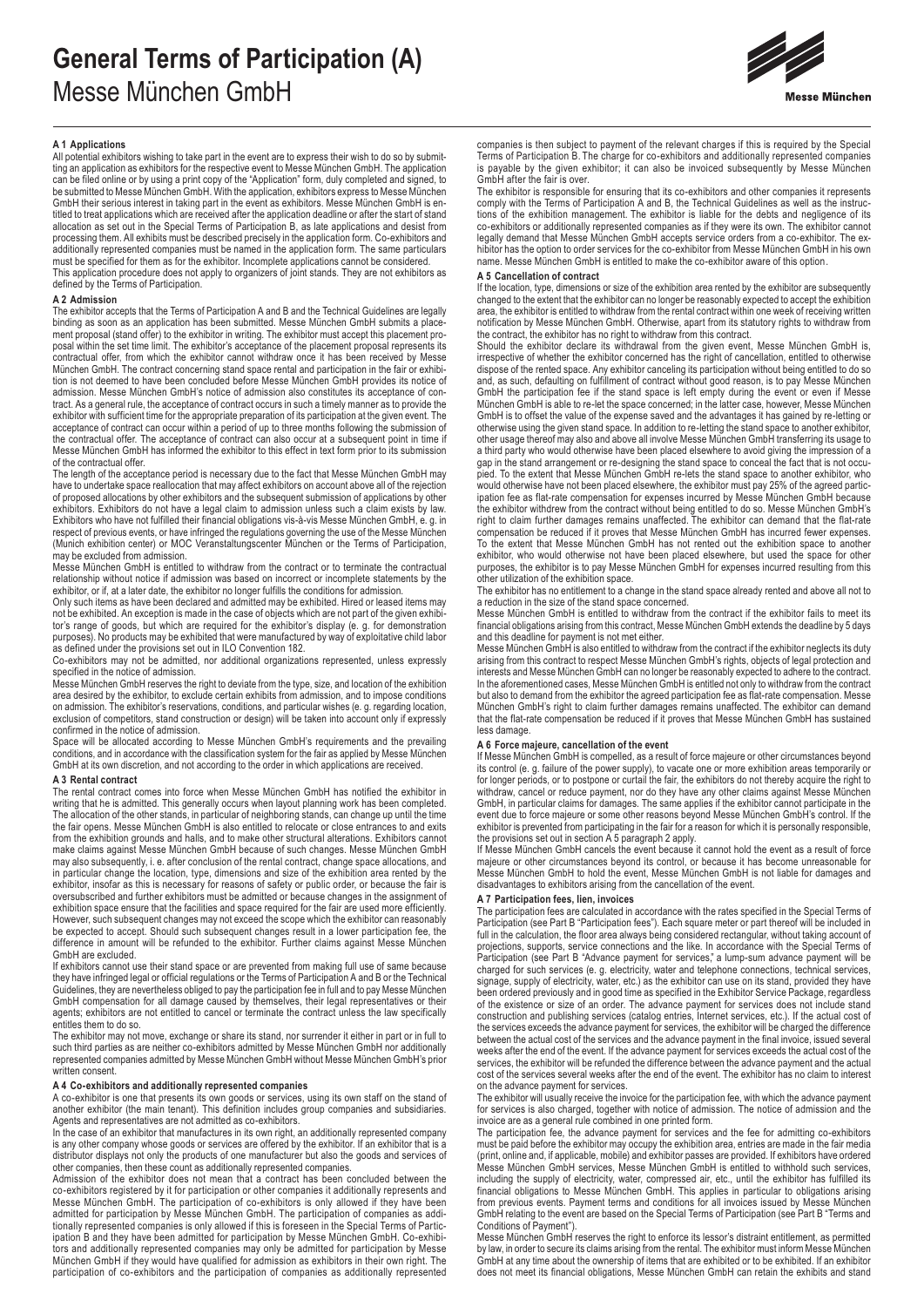# General Terms of Participation (A)

Messe München GmbH

### A 1 Applications

All potential exhibitors wishing to take part in the event are to express their wish to do so by submitting an application as exhibitors for the respective event to Messe München GmbH. The application can be filed online or by using a print copy of the "Application" form, duly completed and signed, to be submitted to Messe München GmbH. With the application, exhibitors express to Messe München GmbH their serious interest in taking part in the event as exhibitors. Messe München GmbH is entitled to treat applications which are received after the application deadline or after the start of stand allocation as set out in the Special Terms of Participation B, as late applications and desist from processing them. All exhibits must be described precisely in the application form. Co-exhibitors and additionally represented companies must be named in the application form. The same particulars must be specified for them as for the exhibitor. Incomplete applications cannot be considered.

This application procedure does not apply to organizers of joint stands. They are not exhibitors as defined by the Terms of Participation.

### A 2 Admission

The exhibitor accepts that the Terms of Participation A and B and the Technical Guidelines are legally binding as soon as an application has been submitted. Messe München GmbH submits a placement proposal (stand offer) to the exhibitor in writing. The exhibitor must accept this placement proposal within the set time limit. The exhibitor's acceptance of the placement proposal represents its contractual offer, from which the exhibitor cannot withdraw once it has been received by Messe München GmbH. The contract concerning stand space rental and participation in the fair or exhibition is not deemed to have been concluded before Messe München GmbH provides its notice of admission. Messe München GmbH's notice of admission also constitutes its acceptance of contract. As a general rule, the acceptance of contract occurs in such a timely manner as to provide the exhibitor with sufficient time for the appropriate preparation of its participation at the given event. The acceptance of contract can occur within a period of up to three months following the submission of the contractual offer. The acceptance of contract can also occur at a subsequent point in time if Messe München GmbH has informed the exhibitor to this effect in text form prior to its submission of the contractual offer.

The length of the acceptance period is necessary due to the fact that Messe München GmbH may have to undertake space reallocation that may affect exhibitors on account above all of the rejection of proposed allocations by other exhibitors and the subsequent submission of applications by other exhibitors. Exhibitors do not have a legal claim to admission unless such a claim exists by law. Exhibitors who have not fulfilled their financial obligations vis-à-vis Messe München GmbH, e. g. in respect of previous events, or have infringed the regulations governing the use of the Messe München (Munich exhibition center) or MOC Veranstaltungscenter München or the Terms of Participation, may be excluded from admission.

Messe München GmbH is entitled to withdraw from the contract or to terminate the contractual relationship without notice if admission was based on incorrect or incomplete statements by the exhibitor, or if, at a later date, the exhibitor no longer fulfills the conditions for admission.

Only such items as have been declared and admitted may be exhibited. Hired or leased items may not be exhibited. An exception is made in the case of objects which are not part of the given exhibitor's range of goods, but which are required for the exhibitor's display (e. g. for demonstration purposes). No products may be exhibited that were manufactured by way of exploitative child labor as defined under the provisions set out in ILO Convention 182.

Co-exhibitors may not be admitted, nor additional organizations represented, unless expressly specified in the notice of admission.

Messe München GmbH reserves the right to deviate from the type, size, and location of the exhibition area desired by the exhibitor, to exclude certain exhibits from admission, and to impose conditions on admission. The exhibitor's reservations, conditions, and particular wishes (e. g. regarding location, exclusion of competitors, stand construction or design) will be taken into account only if expressly confirmed in the notice of admission.

Space will be allocated according to Messe München GmbH's requirements and the prevailing conditions, and in accordance with the classification system for the fair as applied by Messe München GmbH at its own discretion, and not according to the order in which applications are received.

### A 3 Rental contract

The rental contract comes into force when Messe München GmbH has notified the exhibitor in writing that he is admitted. This generally occurs when layout planning work has been completed. The allocation of the other stands, in particular of neighboring stands, can change up until the time the fair opens. Messe München GmbH is also entitled to relocate or close entrances to and exits from the exhibition grounds and halls, and to make other structural alterations. Exhibitors cannot make claims against Messe München GmbH because of such changes. Messe München GmbH may also subsequently, i. e. after conclusion of the rental contract, change space allocations, and in particular change the location, type, dimensions and size of the exhibition area rented by the exhibitor, insofar as this is necessary for reasons of safety or public order, or because the fair is oversubscribed and further exhibitors must be admitted or because changes in the assignment of exhibition space ensure that the facilities and space required for the fair are used more efficiently. However, such subsequent changes may not exceed the scope which the exhibitor can reasonably be expected to accept. Should such subsequent changes result in a lower participation fee, the difference in amount will be refunded to the exhibitor. Further claims against Messe München GmbH are excluded.

If exhibitors cannot use their stand space or are prevented from making full use of same because they have infringed legal or official regulations or the Terms of Participation A and B or the Technical Guidelines, they are nevertheless obliged to pay the participation fee in full and to pay Messe München GmbH compensation for all damage caused by themselves, their legal representatives or their agents; exhibitors are not entitled to cancel or terminate the contract unless the law specifically entitles them to do so.

The exhibitor may not move, exchange or share its stand, nor surrender it either in part or in full to such third parties as are neither co-exhibitors admitted by Messe München GmbH nor additionally represented companies admitted by Messe München GmbH without Messe München GmbH's prior written consent.

### A 4 Co-exhibitors and additionally represented companies

A co-exhibitor is one that presents its own goods or services, using its own staff on the stand of another exhibitor (the main tenant). This definition includes group companies and subsidiaries. Agents and representatives are not admitted as co-exhibitors.

In the case of an exhibitor that manufactures in its own right, an additionally represented company is any other company whose goods or services are offered by the exhibitor. If an exhibitor that is a distributor displays not only the products of one manufacturer but also the goods and services of other companies, then these count as additionally represented companies.

Admission of the exhibitor does not mean that a contract has been concluded between the co-exhibitors registered by it for participation or other companies it additionally represents and Messe München GmbH. The participation of co-exhibitors is only allowed if they have been admitted for participation by Messe München GmbH. The participation of companies as additionally represented companies is only allowed if this is foreseen in the Special Terms of Participation B and they have been admitted for participation by Messe München GmbH. Co-exhibitors and additionally represented companies may only be admitted for participation by Messe München GmbH if they would have qualified for admission as exhibitors in their own right. The participation of co-exhibitors and the participation of companies as additionally represented companies is then subject to payment of the relevant charges if this is required by the Special Terms of Participation B. The charge for co-exhibitors and additionally represented companies is payable by the given exhibitor; it can also be invoiced subsequently by Messe München GmbH after the fair is over.

The exhibitor is responsible for ensuring that its co-exhibitors and other companies it represents comply with the Terms of Participation A and B, the Technical Guidelines as well as the instructions of the exhibition management. The exhibitor is liable for the debts and negligence of its co-exhibitors or additionally represented companies as if they were its own. The exhibitor cannot legally demand that Messe München GmbH accepts service orders from a co-exhibitor. The exhibitor has the option to order services for the co-exhibitor from Messe München GmbH in his own name. Messe München GmbH is entitled to make the co-exhibitor aware of this option.

### A 5 Cancellation of contract

If the location, type, dimensions or size of the exhibition area rented by the exhibitor are subsequently changed to the extent that the exhibitor can no longer be reasonably expected to accept the exhibition area, the exhibitor is entitled to withdraw from the rental contract within one week of receiving written notification by Messe München GmbH. Otherwise, apart from its statutory rights to withdraw from the contract, the exhibitor has no right to withdraw from this contract.

Should the exhibitor declare its withdrawal from the given event, Messe München GmbH is, irrespective of whether the exhibitor concerned has the right of cancellation, entitled to otherwise dispose of the rented space. Any exhibitor canceling its participation without being entitled to do so and, as such, defaulting on fulfillment of contract without good reason, is to pay Messe München GmbH the participation fee if the stand space is left empty during the event or even if Messe München GmbH is able to re-let the space concerned; in the latter case, however, Messe München GmbH is to offset the value of the expense saved and the advantages it has gained by re-letting or otherwise using the given stand space. In addition to re-letting the stand space to another exhibitor, other usage thereof may also and above all involve Messe München GmbH transferring its usage to a third party who would otherwise have been placed elsewhere to avoid giving the impression of a gap in the stand arrangement or re-designing the stand space to conceal the fact that is not occupied. To the extent that Messe München GmbH re-lets the stand space to another exhibitor, who would otherwise have not been placed elsewhere, the exhibitor must pay 25% of the agreed participation fee as flat-rate compensation for expenses incurred by Messe München GmbH because the exhibitor withdrew from the contract without being entitled to do so. Messe München GmbH's right to claim further damages remains unaffected. The exhibitor can demand that the flat-rate compensation be reduced if it proves that Messe München GmbH has incurred fewer expenses. To the extent that Messe München GmbH has not rented out the exhibition space to another exhibitor, who would otherwise not have been placed elsewhere, but used the space for other purposes, the exhibitor is to pay Messe München GmbH for expenses incurred resulting from this other utilization of the exhibition space.

The exhibitor has no entitlement to a change in the stand space already rented and above all not to a reduction in the size of the stand space concerned.

Messe München GmbH is entitled to withdraw from the contract if the exhibitor fails to meet its financial obligations arising from this contract, Messe München GmbH extends the deadline by 5 days and this deadline for payment is not met either.

Messe München GmbH is also entitled to withdraw from the contract if the exhibitor neglects its duty arising from this contract to respect Messe München GmbH's rights, objects of legal protection and interests and Messe München GmbH can no longer be reasonably expected to adhere to the contract. In the aforementioned cases, Messe München GmbH is entitled not only to withdraw from the contract but also to demand from the exhibitor the agreed participation fee as flat-rate compensation. Messe München GmbH's right to claim further damages remains unaffected. The exhibitor can demand that the flat-rate compensation be reduced if it proves that Messe München GmbH has sustained less damage.

### A 6 Force majeure, cancellation of the event

If Messe München GmbH is compelled, as a result of force majeure or other circumstances beyond its control (e. g. failure of the power supply), to vacate one or more exhibition areas temporarily or for longer periods, or to postpone or curtail the fair, the exhibitors do not thereby acquire the right to withdraw, cancel or reduce payment, nor do they have any other claims against Messe München GmbH, in particular claims for damages. The same applies if the exhibitor cannot participate in the event due to force majeure or some other reasons beyond Messe München GmbH's control. If the exhibitor is prevented from participating in the fair for a reason for which it is personally responsible, the provisions set out in section A 5 paragraph 2 apply.

If Messe München GmbH cancels the event because it cannot hold the event as a result of force majeure or other circumstances beyond its control, or because it has become unreasonable for Messe München GmbH to hold the event, Messe München GmbH is not liable for damages and disadvantages to exhibitors arising from the cancellation of the event.

### A 7 Participation fees, lien, invoices

The participation fees are calculated in accordance with the rates specified in the Special Terms of Participation (see Part B "Participation fees"). Each square meter or part thereof will be included in full in the calculation, the floor area always being considered rectangular, without taking account of projections, supports, service connections and the like. In accordance with the Special Terms of Participation (see Part B "Advance payment for services," a lump-sum advance payment will be charged for such services (e. g. electricity, water and telephone connections, technical services, signage, supply of electricity, water, etc.) as the exhibitor can use on its stand, provided they have been ordered previously and in good time as specified in the Exhibitor Service Package, regardless of the existence or size of an order. The advance payment for services does not include stand construction and publishing services (catalog entries, Internet services, etc.). If the actual cost of the services exceeds the advance payment for services, the exhibitor will be charged the difference between the actual cost of the services and the advance payment in the final invoice, issued several weeks after the end of the event. If the advance payment for services exceeds the actual cost of the services, the exhibitor will be refunded the difference between the advance payment and the actual cost of the services several weeks after the end of the event. The exhibitor has no claim to interest on the advance payment for services.

The exhibitor will usually receive the invoice for the participation fee, with which the advance payment for services is also charged, together with notice of admission. The notice of admission and the invoice are as a general rule combined in one printed form.

The participation fee, the advance payment for services and the fee for admitting co-exhibitors must be paid before the exhibitor may occupy the exhibition area, entries are made in the fair media (print, online and, if applicable, mobile) and exhibitor passes are provided. If exhibitors have ordered Messe München GmbH services, Messe München GmbH is entitled to withhold such services, including the supply of electricity, water, compressed air, etc., until the exhibitor has fulfilled its financial obligations to Messe München GmbH. This applies in particular to obligations arising from previous events. Payment terms and conditions for all invoices issued by Messe München GmbH relating to the event are based on the Special Terms of Participation (see Part B "Terms and Conditions of Payment").

Messe München GmbH reserves the right to enforce its lessor's distraint entitlement, as permitted by law, in order to secure its claims arising from the rental. The exhibitor must inform Messe München GmbH at any time about the ownership of items that are exhibited or to be exhibited. If an exhibitor does not meet its financial obligations, Messe München GmbH can retain the exhibits and stand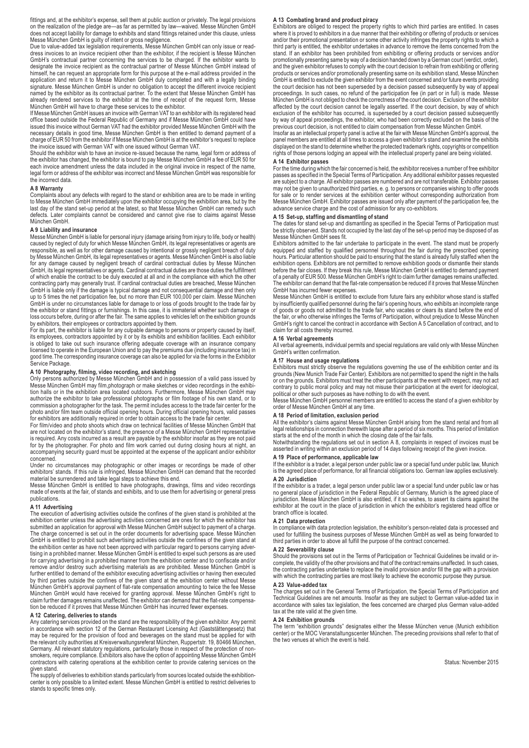fittings and, at the exhibitor's expense, sell them at public auction or privately. The legal provisions on the realization of the pledge are—as far as permitted by law—waived. Messe München GmbH does not accept liability for damage to exhibits and stand fittings retained under this clause, unless Messe München GmbH is guilty of intent or gross negligence.

Due to value-added tax legislation requirements, Messe München GmbH can only issue or readdress invoices to an invoice recipient other than the exhibitor, if the recipient is Messe München GmbH's contractual partner concerning the services to be charged. If the exhibitor wants to designate the invoice recipient as the contractual partner of Messe München GmbH instead of himself, he can request an appropriate form for this purpose at the e-mail address provided in the application and return it to Messe München GmbH duly completed and with a legally binding signature. Messe München GmbH is under no obligation to accept the different invoice recipient named by the exhibitor as its contractual partner. To the extent that Messe München GmbH has already rendered services to the exhibitor at the time of receipt of the request form, Messe München GmbH will have to charge these services to the exhibitor.

If Messe München GmbH issues an invoice with German VAT to an exhibitor with its registered head office based outside the Federal Republic of Germany and if Messe München GmbH could have issued this invoice without German VAT had the exhibitor provided Messe München GmbH with the necessary details in good time, Messe München GmbH is then entitled to demand payment of a charge of EUR 50 from the exhibitor if Messe München GmbH is at the exhibitor's request to replace the invoice issued with German VAT with one issued without German VAT.

Should the exhibitor wish to have an invoice re-issued because the name, legal form or address of the exhibitor has changed, the exhibitor is bound to pay Messe München GmbH a fee of EUR 50 for each invoice amendment unless the data included in the original invoice in respect of the name, legal form or address of the exhibitor was incorrect and Messe München GmbH was responsible for the incorrect data.

### A 8 Warranty

Complaints about any defects with regard to the stand or exhibition area are to be made in writing to Messe München GmbH immediately upon the exhibitor occupying the exhibition area, but by the last day of the stand set-up period at the latest, so that Messe München GmbH can remedy such defects. Later complaints cannot be considered and cannot give rise to claims against Messe München GmbH.

### A 9 Liability and insurance

Messe München GmbH is liable for personal injury (damage arising from injury to life, body or health) caused by neglect of duty for which Messe München GmbH, its legal representatives or agents are responsible, as well as for other damage caused by intentional or grossly negligent breach of duty by Messe München GmbH, its legal representatives or agents. Messe München GmbH is also liable for any damage caused by negligent breach of cardinal contractual duties by Messe München GmbH, its legal representatives or agents. Cardinal contractual duties are those duties the fulfillment of which enable the contract to be duly executed at all and in the compliance with which the other contracting party may generally trust. If cardinal contractual duties are breached, Messe München GmbH is liable only if the damage is typical damage and not consequential damage and then only up to 5 times the net participation fee, but no more than EUR 100,000 per claim. Messe München GmbH is under no circumstances liable for damage to or loss of goods brought to the trade fair by the exhibitor or stand fittings or furnishings. In this case, it is immaterial whether such damage or loss occurs before, during or after the fair. The same applies to vehicles left on the exhibition grounds by exhibitors, their employees or contractors appointed by them.

For its part, the exhibitor is liable for any culpable damage to persons or property caused by itself, its employees, contractors appointed by it or by its exhibits and exhibition facilities. Each exhibitor is obliged to take out such insurance offering adequate coverage with an insurance company licensed to operate in the European Union and to pay the premiums due (including insurance tax) in good time. The corresponding insurance coverage can also be applied for via the forms in the Exhibitor Service Package.

### A 10 Photography, filming, video recording, and sketching

Only persons authorized by Messe München GmbH and in possession of a valid pass issued by Messe München GmbH may film,photograph or make sketches or video recordings in the exhibition halls or in the exhibition area located outdoors. Furthermore, Messe München GmbH may authorize the exhibitor to take professional photographs or film footage of his own stand, or to commission a photographer for the task. The permit includes access to the trade fair center for the photo and/or film team outside official opening hours. During official opening hours, valid passes for exhibitors are additionally required in order to obtain access to the trade fair center.

For film/video and photo shoots which draw on technical facilities of Messe München GmbH that are not located on the exhibitor's stand, the presence of a Messe München GmbH representative is required. Any costs incurred as a result are payable by the exhibitor insofar as they are not paid for by the photographer. For photo and film work carried out during closing hours at night, an accompanying security guard must be appointed at the expense of the applicant and/or exhibitor concerned.

Under no circumstances may photographic or other images or recordings be made of other exhibitors' stands. If this rule is infringed, Messe München GmbH can demand that the recorded material be surrendered and take legal steps to achieve this end.

Messe München GmbH is entitled to have photographs, drawings, films and video recordings made of events at the fair, of stands and exhibits, and to use them for advertising or general press publications.

### A 11 Advertising

The execution of advertising activities outside the confines of the given stand is prohibited at the exhibition center unless the advertising activities concerned are ones for which the exhibitor has submitted an application for approval with Messe München GmbH subject to payment of a charge. The charge concerned is set out in the order documents for advertising space. Messe München GmbH is entitled to prohibit such advertising activities outside the confines of the given stand at the exhibition center as have not been approved with particular regard to persons carrying advertising in a prohibited manner. Messe München GmbH is entitled to expel such persons as are used for carrying advertising in a prohibited manner from the exhibition center and to confiscate and/or remove and/or destroy such advertising materials as are prohibited. Messe München GmbH is further entitled to demand of the exhibitor executing advertising activities or having then executed by third parties outside the confines of the given stand at the exhibition center without Messe München GmbH's approval payment of flat-rate compensation amounting to twice the fee Messe München GmbH would have received for granting approval. Messe München GmbH's right to claim further damages remains unaffected. The exhibitor can demand that the flat-rate compensation be reduced if it proves that Messe München GmbH has incurred fewer expenses.

### A 12 Catering, deliveries to stands

Any catering services provided on the stand are the responsibility of the given exhibitor. Any permit in accordance with section 12 of the German Restaurant Licensing Act (Gaststättengesetz) that may be required for the provision of food and beverages on the stand must be applied for with the relevant city authorities at Kreisverwaltungsreferat München, Ruppertstr. 19, 80466 München, Germany. All relevant statutory regulations, particularly those in respect of the protection of non-smokers, require compliance. Exhibitors also have the option of appointing Messe München GmbH contractors with catering operations at the exhibition center to provide catering services on the given stand.

The supply of deliveries to exhibition stands particularly from sources located outside the exhibition-center is only possible to a limited extent. Messe München GmbH is entitled to restrict deliveries to stands to specific times only.

### A 13 Combating brand and product piracy

Exhibitors are obliged to respect the property rights to which third parties are entitled. In cases where it is proved to exhibitors in a due manner that their exhibiting or offering of products or services and/or their promotional presentation or some other activity infringes the property rights to which a third party is entitled, the exhibitor undertakes in advance to remove the items concerned from the stand. If an exhibitor has been prohibited from exhibiting or offering products or services and/or promotionally presenting same by way of a decision handed down by a German court (verdict, order), and the given exhibitor refuses to comply with the court decision to refrain from exhibiting or offering products or services and/or promotionally presenting same on its exhibition stand, Messe München GmbH is entitled to exclude the given exhibitor from the event concerned and/or future events providing the court decision has not been superseded by a decision passed subsequently by way of appeal proceedings. In such cases, no refund of the participation fee (in part or in full) is made. Messe München GmbH is not obliged to check the correctness of the court decision. Exclusion of the exhibitor affected by the court decision cannot be legally asserted. If the court decision, by way of which exclusion of the exhibitor has occurred, is superseded by a court decision passed subsequently by way of appeal proceedings, the exhibitor, who had been correctly excluded on the basis of the previous court decision, is not entitled to claim compensation from Messe München GmbH.

Insofar as an intellectual property panel is active at the fair with Messe München GmbH's approval, the panel members are entitled at all times to access a given exhibitor's stand and examine the exhibits displayed on the stand to determine whether the protected trademark rights, copyrights or competition rights of those persons lodging an appeal with the intellectual property panel are being violated.

### A 14 Exhibitor passes

For the time during which the fair concerned is held, the exhibitor receives a number of free exhibitor passes as specified in the Special Terms of Participation. Any additional exhibitor passes requested are subject to a charge. All exhibitor passes are numbered and are not transferable. Exhibitor passes may not be given to unauthorized third parties, e. g. to persons or companies wishing to offer goods for sale or to render services at the exhibition center without corresponding authorization from Messe München GmbH. Exhibitor passes are issued only after payment of the participation fee, the advance service charge and the cost of admission for any co-exhibitors.

### A 15 Set-up, staffing and dismantling of stand

The dates for stand set-up and dismantling as specified in the Special Terms of Participation must be strictly observed. Stands not occupied by the last day of the set-up period may be disposed of as Messe München GmbH sees fit.

Exhibitors admitted to the fair undertake to participate in the event. The stand must be properly equipped and staffed by qualified personnel throughout the fair during the prescribed opening hours. Particular attention should be paid to ensuring that the stand is already fully staffed when the exhibition opens. Exhibitors are not permitted to remove exhibition goods or dismantle their stands before the fair closes. If they break this rule, Messe München GmbH is entitled to demand payment of a penalty of EUR 500. Messe München GmbH's right to claim further damages remains unaffected. The exhibitor can demand that the flat-rate compensation be reduced if it proves that Messe München GmbH has incurred fewer expenses.

Messe München GmbH is entitled to exclude from future fairs any exhibitor whose stand is staffed by insufficiently qualified personnel during the fair's opening hours, who exhibits an incomplete range of goods or goods not admitted to the trade fair, who vacates or clears its stand before the end of the fair, or who otherwise infringes the Terms of Participation, without prejudice to Messe München GmbH's right to cancel the contract in accordance with Section A 5 Cancellation of contract, and to claim for all costs thereby incurred.

### A 16 Verbal agreements

All verbal agreements, individual permits and special regulations are valid only with Messe München GmbH's written confirmation.

### A 17 House and usage regulations

Exhibitors must strictly observe the regulations governing the use of the exhibition center and its grounds (New Munich Trade Fair Center). Exhibitors are not permitted to spend the night in the halls or on the grounds. Exhibitors must treat the other participants at the event with respect, may not act contrary to public moral policy and may not misuse their participation at the event for ideological, political or other such purposes as have nothing to do with the event.

Messe München GmbH personnel members are entitled to access the stand of a given exhibitor by order of Messe München GmbH at any time.

### A 18 Period of limitation, exclusion period

All the exhibitor's claims against Messe München GmbH arising from the stand rental and from all legal relationships in connection therewith lapse after a period of six months. This period of limitation starts at the end of the month in which the closing date of the fair falls.

Notwithstanding the regulations set out in section A 8, complaints in respect of invoices must be asserted in writing within an exclusion period of 14 days following receipt of the given invoice.

### A 19 Place of performance, applicable law

If the exhibitor is a trader, a legal person under public law or a special fund under public law, Munich is the agreed place of performance, for all financial obligations too. German law applies exclusively.

### A 20 Jurisdiction

If the exhibitor is a trader, a legal person under public law or a special fund under public law or has no general place of jurisdiction in the Federal Republic of Germany, Munich is the agreed place of jurisdiction. Messe München GmbH is also entitled, if it so wishes, to assert its claims against the exhibitor at the court in the place of jurisdiction in which the exhibitor's registered head office or branch office is located.

### A 21 Data protection

In compliance with data protection legislation, the exhibitor's person-related data is processed and used for fulfilling the business purposes of Messe München GmbH as well as being forwarded to third parties in order to above all fulfill the purpose of the contract concerned.

### A 22 Severability clause

Should the provisions set out in the Terms of Participation or Technical Guidelines be invalid or incomplete, the validity of the other provisions and that of the contract remains unaffected. In such cases, the contracting parties undertake to replace the invalid provision and/or fill the gap with a provision with which the contracting parties are most likely to achieve the economic purpose they pursue.

### A 23 Value-added tax

The charges set out in the General Terms of Participation, the Special Terms of Participation and Technical Guidelines are net amounts. Insofar as they are subject to German value-added tax in accordance with sales tax legislation, the fees concerned are charged plus German value-added tax at the rate valid at the given time.

### A 24 Exhibition grounds

The term "exhibition grounds" designates either the Messe München venue (Munich exhibition center) or the MOC Veranstaltungscenter München. The preceding provisions shall refer to that of the two venues at which the event is held.

Status: November 2015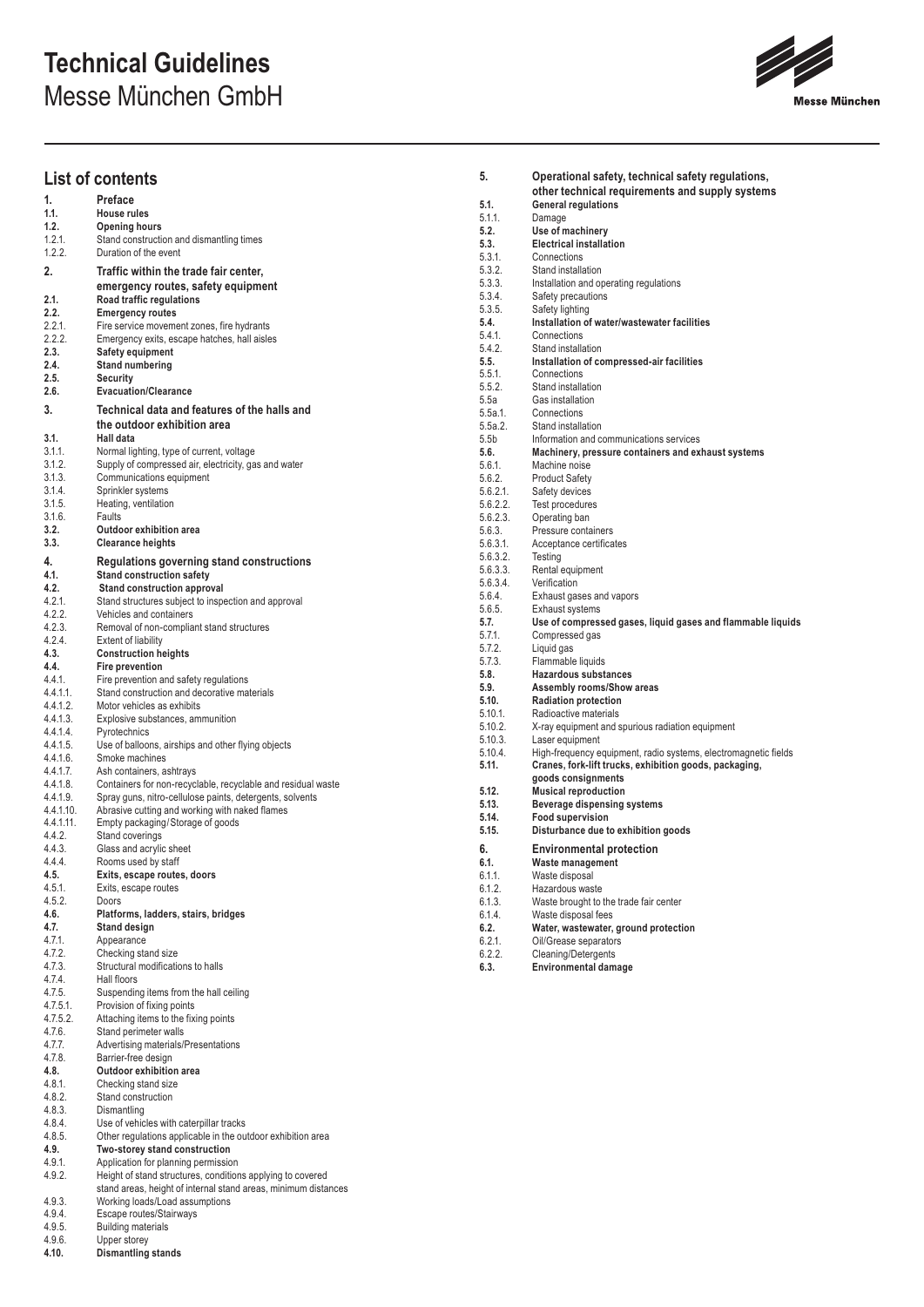# Technical Guidelines
Messe München GmbH

## List of contents

**1. Preface**
**1.1. House rules**
**1.2. Opening hours**
1.2.1. Stand construction and dismantling times
1.2.2. Duration of the event

**2. Traffic within the trade fair center, emergency routes, safety equipment**
**2.1. Road traffic regulations**
**2.2. Emergency routes**
2.2.1. Fire service movement zones, fire hydrants
2.2.2. Emergency exits, escape hatches, hall aisles
**2.3. Safety equipment**
**2.4. Stand numbering**
**2.5. Security**
**2.6. Evacuation/Clearance**

**3. Technical data and features of the halls and the outdoor exhibition area**
**3.1. Hall data**
3.1.1. Normal lighting, type of current, voltage
3.1.2. Supply of compressed air, electricity, gas and water
3.1.3. Communications equipment
3.1.4. Sprinkler systems
3.1.5. Heating, ventilation
3.1.6. Faults
**3.2. Outdoor exhibition area**
**3.3. Clearance heights**

**4. Regulations governing stand constructions**
**4.1. Stand construction safety**
**4.2. Stand construction approval**
4.2.1. Stand structures subject to inspection and approval
4.2.2. Vehicles and containers
4.2.3. Removal of non-compliant stand structures
4.2.4. Extent of liability
**4.3. Construction heights**
**4.4. Fire prevention**
4.4.1. Fire prevention and safety regulations
4.4.1.1. Stand construction and decorative materials
4.4.1.2. Motor vehicles as exhibits
4.4.1.3. Explosive substances, ammunition
4.4.1.4. Pyrotechnics
4.4.1.5. Use of balloons, airships and other flying objects
4.4.1.6. Smoke machines
4.4.1.7. Ash containers, ashtrays
4.4.1.8. Containers for non-recyclable, recyclable and residual waste
4.4.1.9. Spray guns, nitro-cellulose paints, detergents, solvents
4.4.1.10. Abrasive cutting and working with naked flames
4.4.1.11. Empty packaging/Storage of goods
4.4.2. Stand coverings
4.4.3. Glass and acrylic sheet
4.4.4. Rooms used by staff
**4.5. Exits, escape routes, doors**
4.5.1. Exits, escape routes
4.5.2. Doors
**4.6. Platforms, ladders, stairs, bridges**
**4.7. Stand design**
4.7.1. Appearance
4.7.2. Checking stand size
4.7.3. Structural modifications to halls
4.7.4. Hall floors
4.7.5. Suspending items from the hall ceiling
4.7.5.1. Provision of fixing points
4.7.5.2. Attaching items to the fixing points
4.7.6. Stand perimeter walls
4.7.7. Advertising materials/Presentations
4.7.8. Barrier-free design
**4.8. Outdoor exhibition area**
4.8.1. Checking stand size
4.8.2. Stand construction
4.8.3. Dismantling
4.8.4. Use of vehicles with caterpillar tracks
4.8.5. Other regulations applicable in the outdoor exhibition area
**4.9. Two-storey stand construction**
4.9.1. Application for planning permission
4.9.2. Height of stand structures, conditions applying to covered stand areas, height of internal stand areas, minimum distances
4.9.3. Working loads/Load assumptions
4.9.4. Escape routes/Stairways
4.9.5. Building materials
4.9.6. Upper storey
**4.10. Dismantling stands**

**5. Operational safety, technical safety regulations, other technical requirements and supply systems**
**5.1. General regulations**
5.1.1. Damage
**5.2. Use of machinery**
**5.3. Electrical installation**
5.3.1. Connections
5.3.2. Stand installation
5.3.3. Installation and operating regulations
5.3.4. Safety precautions
5.3.5. Safety lighting
**5.4. Installation of water/wastewater facilities**
5.4.1. Connections
5.4.2. Stand installation
**5.5. Installation of compressed-air facilities**
5.5.1. Connections
5.5.2. Stand installation
5.5a Gas installation
5.5a.1. Connections
5.5a.2. Stand installation
5.5b Information and communications services
**5.6. Machinery, pressure containers and exhaust systems**
5.6.1. Machine noise
5.6.2. Product Safety
5.6.2.1. Safety devices
5.6.2.2. Test procedures
5.6.2.3. Operating ban
5.6.3. Pressure containers
5.6.3.1. Acceptance certificates
5.6.3.2. Testing
5.6.3.3. Rental equipment
5.6.3.4. Verification
5.6.4. Exhaust gases and vapors
5.6.5. Exhaust systems
**5.7. Use of compressed gases, liquid gases and flammable liquids**
5.7.1. Compressed gas
5.7.2. Liquid gas
5.7.3. Flammable liquids
**5.8. Hazardous substances**
**5.9. Assembly rooms/Show areas**
**5.10. Radiation protection**
5.10.1. Radioactive materials
5.10.2. X-ray equipment and spurious radiation equipment
5.10.3. Laser equipment
5.10.4. High-frequency equipment, radio systems, electromagnetic fields
**5.11. Cranes, fork-lift trucks, exhibition goods, packaging, goods consignments**
**5.12. Musical reproduction**
**5.13. Beverage dispensing systems**
**5.14. Food supervision**
**5.15. Disturbance due to exhibition goods**

**6. Environmental protection**
**6.1. Waste management**
6.1.1. Waste disposal
6.1.2. Hazardous waste
6.1.3. Waste brought to the trade fair center
6.1.4. Waste disposal fees
**6.2. Water, wastewater, ground protection**
6.2.1. Oil/Grease separators
6.2.2. Cleaning/Detergents
**6.3. Environmental damage**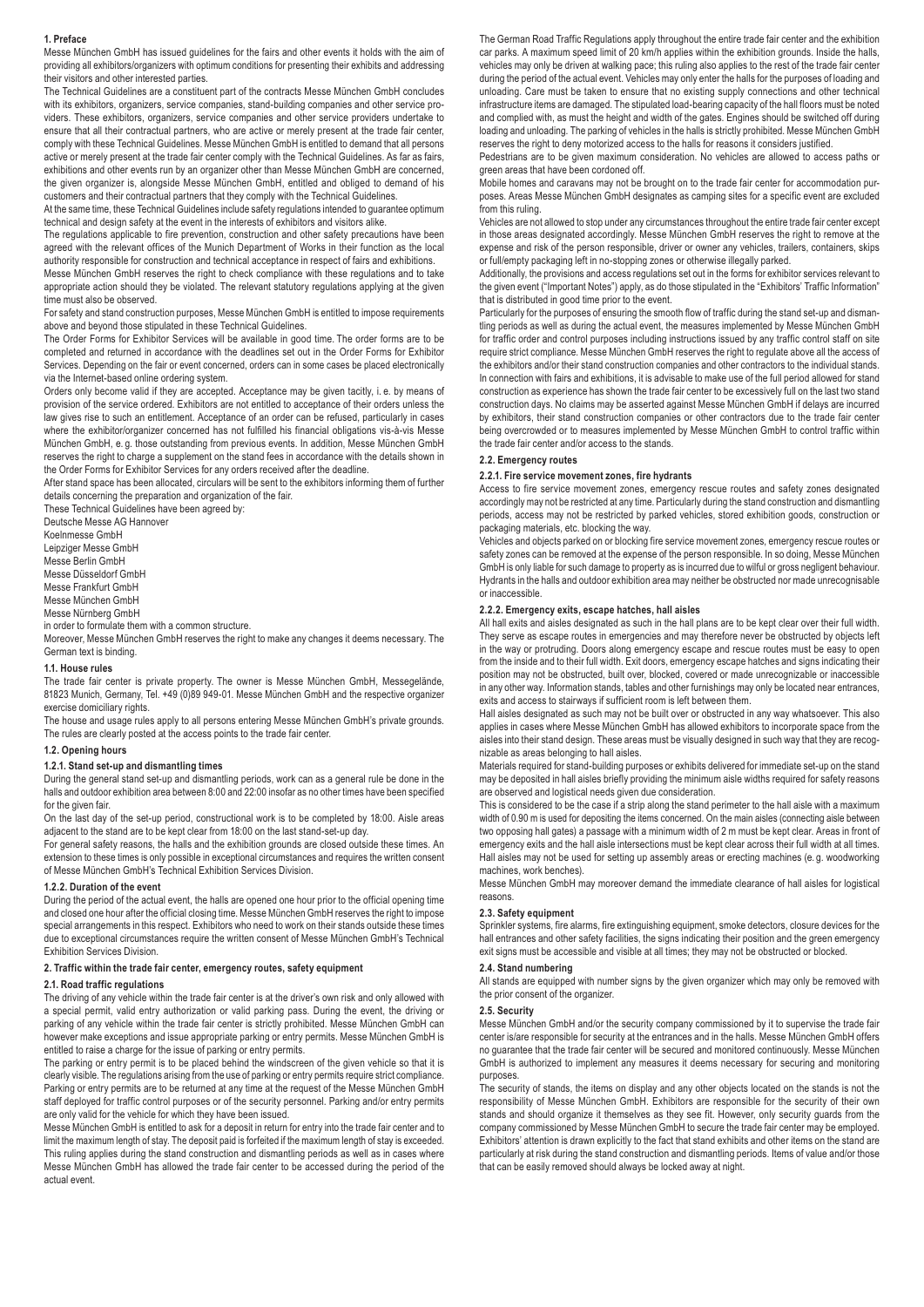## 1. Preface

Messe München GmbH has issued guidelines for the fairs and other events it holds with the aim of providing all exhibitors/organizers with optimum conditions for presenting their exhibits and addressing their visitors and other interested parties.

The Technical Guidelines are a constituent part of the contracts Messe München GmbH concludes with its exhibitors, organizers, service companies, stand-building companies and other service providers. These exhibitors, organizers, service companies and other service providers undertake to ensure that all their contractual partners, who are active or merely present at the trade fair center, comply with these Technical Guidelines. Messe München GmbH is entitled to demand that all persons active or merely present at the trade fair center comply with the Technical Guidelines. As far as fairs, exhibitions and other events run by an organizer other than Messe München GmbH are concerned, the given organizer is, alongside Messe München GmbH, entitled and obliged to demand of his customers and their contractual partners that they comply with the Technical Guidelines.

At the same time, these Technical Guidelines include safety regulations intended to guarantee optimum technical and design safety at the event in the interests of exhibitors and visitors alike.

The regulations applicable to fire prevention, construction and other safety precautions have been agreed with the relevant offices of the Munich Department of Works in their function as the local authority responsible for construction and technical acceptance in respect of fairs and exhibitions.

Messe München GmbH reserves the right to check compliance with these regulations and to take appropriate action should they be violated. The relevant statutory regulations applying at the given time must also be observed.

For safety and stand construction purposes, Messe München GmbH is entitled to impose requirements above and beyond those stipulated in these Technical Guidelines.

The Order Forms for Exhibitor Services will be available in good time. The order forms are to be completed and returned in accordance with the deadlines set out in the Order Forms for Exhibitor Services. Depending on the fair or event concerned, orders can in some cases be placed electronically via the Internet-based online ordering system.

Orders only become valid if they are accepted. Acceptance may be given tacitly, i. e. by means of provision of the service ordered. Exhibitors are not entitled to acceptance of their orders unless the law gives rise to such an entitlement. Acceptance of an order can be refused, particularly in cases where the exhibitor/organizer concerned has not fulfilled his financial obligations vis-à-vis Messe München GmbH, e. g. those outstanding from previous events. In addition, Messe München GmbH reserves the right to charge a supplement on the stand fees in accordance with the details shown in the Order Forms for Exhibitor Services for any orders received after the deadline.

After stand space has been allocated, circulars will be sent to the exhibitors informing them of further details concerning the preparation and organization of the fair.

These Technical Guidelines have been agreed by:

Deutsche Messe AG Hannover
Koelnmesse GmbH
Leipziger Messe GmbH
Messe Berlin GmbH
Messe Düsseldorf GmbH
Messe Frankfurt GmbH
Messe München GmbH
Messe Nürnberg GmbH

in order to formulate them with a common structure.

Moreover, Messe München GmbH reserves the right to make any changes it deems necessary. The German text is binding.

### 1.1. House rules

The trade fair center is private property. The owner is Messe München GmbH, Messegelände, 81823 Munich, Germany, Tel. +49 (0)89 949-01. Messe München GmbH and the respective organizer exercise domiciliary rights.

The house and usage rules apply to all persons entering Messe München GmbH's private grounds. The rules are clearly posted at the access points to the trade fair center.

### 1.2. Opening hours

#### 1.2.1. Stand set-up and dismantling times

During the general stand set-up and dismantling periods, work can as a general rule be done in the halls and outdoor exhibition area between 8:00 and 22:00 insofar as no other times have been specified for the given fair.

On the last day of the set-up period, constructional work is to be completed by 18:00. Aisle areas adjacent to the stand are to be kept clear from 18:00 on the last stand-set-up day.

For general safety reasons, the halls and the exhibition grounds are closed outside these times. An extension to these times is only possible in exceptional circumstances and requires the written consent of Messe München GmbH's Technical Exhibition Services Division.

#### 1.2.2. Duration of the event

During the period of the actual event, the halls are opened one hour prior to the official opening time and closed one hour after the official closing time. Messe München GmbH reserves the right to impose special arrangements in this respect. Exhibitors who need to work on their stands outside these times due to exceptional circumstances require the written consent of Messe München GmbH's Technical Exhibition Services Division.

## 2. Traffic within the trade fair center, emergency routes, safety equipment

### 2.1. Road traffic regulations

The driving of any vehicle within the trade fair center is at the driver's own risk and only allowed with a special permit, valid entry authorization or valid parking pass. During the event, the driving or parking of any vehicle within the trade fair center is strictly prohibited. Messe München GmbH can however make exceptions and issue appropriate parking or entry permits. Messe München GmbH is entitled to raise a charge for the issue of parking or entry permits.

The parking or entry permit is to be placed behind the windscreen of the given vehicle so that it is clearly visible. The regulations arising from the use of parking or entry permits require strict compliance. Parking or entry permits are to be returned at any time at the request of the Messe München GmbH staff deployed for traffic control purposes or of the security personnel. Parking and/or entry permits are only valid for the vehicle for which they have been issued.

Messe München GmbH is entitled to ask for a deposit in return for entry into the trade fair center and to limit the maximum length of stay. The deposit paid is forfeited if the maximum length of stay is exceeded. This ruling applies during the stand construction and dismantling periods as well as in cases where Messe München GmbH has allowed the trade fair center to be accessed during the period of the actual event.

The German Road Traffic Regulations apply throughout the entire trade fair center and the exhibition car parks. A maximum speed limit of 20 km/h applies within the exhibition grounds. Inside the halls, vehicles may only be driven at walking pace; this ruling also applies to the rest of the trade fair center during the period of the actual event. Vehicles may only enter the halls for the purposes of loading and unloading. Care must be taken to ensure that no existing supply connections and other technical infrastructure items are damaged. The stipulated load-bearing capacity of the hall floors must be noted and complied with, as must the height and width of the gates. Engines should be switched off during loading and unloading. The parking of vehicles in the halls is strictly prohibited. Messe München GmbH reserves the right to deny motorized access to the halls for reasons it considers justified.

Pedestrians are to be given maximum consideration. No vehicles are allowed to access paths or green areas that have been cordoned off.

Mobile homes and caravans may not be brought on to the trade fair center for accommodation purposes. Areas Messe München GmbH designates as camping sites for a specific event are excluded from this ruling.

Vehicles are not allowed to stop under any circumstances throughout the entire trade fair center except in those areas designated accordingly. Messe München GmbH reserves the right to remove at the expense and risk of the person responsible, driver or owner any vehicles, trailers, containers, skips or full/empty packaging left in no-stopping zones or otherwise illegally parked.

Additionally, the provisions and access regulations set out in the forms for exhibitor services relevant to the given event ("Important Notes") apply, as do those stipulated in the "Exhibitors' Traffic Information" that is distributed in good time prior to the event.

Particularly for the purposes of ensuring the smooth flow of traffic during the stand set-up and dismantling periods as well as during the actual event, the measures implemented by Messe München GmbH for traffic order and control purposes including instructions issued by any traffic control staff on site require strict compliance. Messe München GmbH reserves the right to regulate above all the access of the exhibitors and/or their stand construction companies and other contractors to the individual stands. In connection with fairs and exhibitions, it is advisable to make use of the full period allowed for stand construction as experience has shown the trade fair center to be excessively full on the last two stand construction days. No claims may be asserted against Messe München GmbH if delays are incurred by exhibitors, their stand construction companies or other contractors due to the trade fair center being overcrowded or to measures implemented by Messe München GmbH to control traffic within the trade fair center and/or access to the stands.

### 2.2. Emergency routes

#### 2.2.1. Fire service movement zones, fire hydrants

Access to fire service movement zones, emergency rescue routes and safety zones designated accordingly may not be restricted at any time. Particularly during the stand construction and dismantling periods, access may not be restricted by parked vehicles, stored exhibition goods, construction or packaging materials, etc. blocking the way.

Vehicles and objects parked on or blocking fire service movement zones, emergency rescue routes or safety zones can be removed at the expense of the person responsible. In so doing, Messe München GmbH is only liable for such damage to property as is incurred due to wilful or gross negligent behaviour. Hydrants in the halls and outdoor exhibition area may neither be obstructed nor made unrecognisable or inaccessible.

#### 2.2.2. Emergency exits, escape hatches, hall aisles

All hall exits and aisles designated as such in the hall plans are to be kept clear over their full width. They serve as escape routes in emergencies and may therefore never be obstructed by objects left in the way or protruding. Doors along emergency escape and rescue routes must be easy to open from the inside and to their full width. Exit doors, emergency escape hatches and signs indicating their position may not be obstructed, built over, blocked, covered or made unrecognizable or inaccessible in any other way. Information stands, tables and other furnishings may only be located near entrances, exits and access to stairways if sufficient room is left between them.

Hall aisles designated as such may not be built over or obstructed in any way whatsoever. This also applies in cases where Messe München GmbH has allowed exhibitors to incorporate space from the aisles into their stand design. These areas must be visually designed in such way that they are recognizable as areas belonging to hall aisles.

Materials required for stand-building purposes or exhibits delivered for immediate set-up on the stand may be deposited in hall aisles briefly providing the minimum aisle widths required for safety reasons are observed and logistical needs given due consideration.

This is considered to be the case if a strip along the stand perimeter to the hall aisle with a maximum width of 0.90 m is used for depositing the items concerned. On the main aisles (connecting aisle between two opposing hall gates) a passage with a minimum width of 2 m must be kept clear. Areas in front of emergency exits and the hall aisle intersections must be kept clear across their full width at all times. Hall aisles may not be used for setting up assembly areas or erecting machines (e. g. woodworking machines, work benches).

Messe München GmbH may moreover demand the immediate clearance of hall aisles for logistical reasons.

### 2.3. Safety equipment

Sprinkler systems, fire alarms, fire extinguishing equipment, smoke detectors, closure devices for the hall entrances and other safety facilities, the signs indicating their position and the green emergency exit signs must be accessible and visible at all times; they may not be obstructed or blocked.

### 2.4. Stand numbering

All stands are equipped with number signs by the given organizer which may only be removed with the prior consent of the organizer.

### 2.5. Security

Messe München GmbH and/or the security company commissioned by it to supervise the trade fair center is/are responsible for security at the entrances and in the halls. Messe München GmbH offers no guarantee that the trade fair center will be secured and monitored continuously. Messe München GmbH is authorized to implement any measures it deems necessary for securing and monitoring purposes.

The security of stands, the items on display and any other objects located on the stands is not the responsibility of Messe München GmbH. Exhibitors are responsible for the security of their own stands and should organize it themselves as they see fit. However, only security guards from the company commissioned by Messe München GmbH to secure the trade fair center may be employed. Exhibitors' attention is drawn explicitly to the fact that stand exhibits and other items on the stand are particularly at risk during the stand construction and dismantling periods. Items of value and/or those that can be easily removed should always be locked away at night.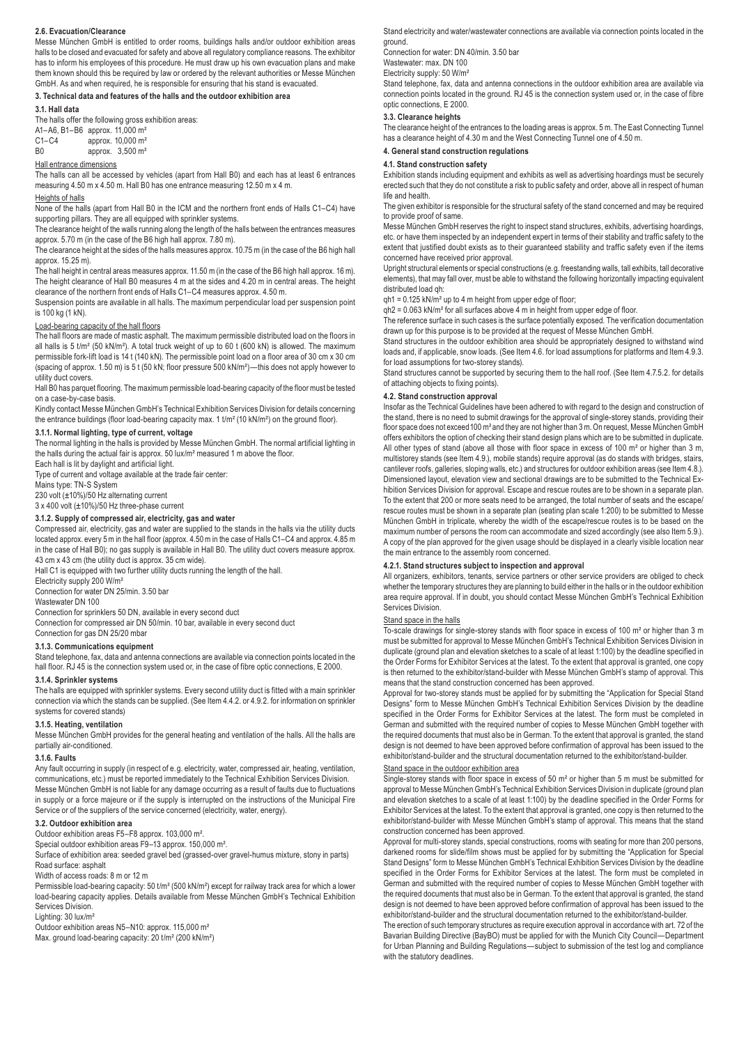### 2.6. Evacuation/Clearance

Messe München GmbH is entitled to order rooms, buildings halls and/or outdoor exhibition areas halls to be closed and evacuated for safety and above all regulatory compliance reasons. The exhibitor has to inform his employees of this procedure. He must draw up his own evacuation plans and make them known should this be required by law or ordered by the relevant authorities or Messe München GmbH. As and when required, he is responsible for ensuring that his stand is evacuated.

## 3. Technical data and features of the halls and the outdoor exhibition area

### 3.1. Hall data

The halls offer the following gross exhibition areas:

| | |
|---|---|
| A1–A6, B1–B6 | approx. 11,000 m² |
| C1–C4 | approx. 10,000 m² |
| B0 | approx. 3,500 m² |

Hall entrance dimensions

The halls can all be accessed by vehicles (apart from Hall B0) and each has at least 6 entrances measuring 4.50 m x 4.50 m. Hall B0 has one entrance measuring 12.50 m x 4 m.

Heights of halls

None of the halls (apart from Hall B0 in the ICM and the northern front ends of Halls C1–C4) have supporting pillars. They are all equipped with sprinkler systems.

The clearance height of the walls running along the length of the halls between the entrances measures approx. 5.70 m (in the case of the B6 high hall approx. 7.80 m).

The clearance height at the sides of the halls measures approx. 10.75 m (in the case of the B6 high hall approx. 15.25 m).

The hall height in central areas measures approx. 11.50 m (in the case of the B6 high hall approx. 16 m). The height clearance of Hall B0 measures 4 m at the sides and 4.20 m in central areas. The height clearance of the northern front ends of Halls C1–C4 measures approx. 4.50 m.

Suspension points are available in all halls. The maximum perpendicular load per suspension point is 100 kg (1 kN).

Load-bearing capacity of the hall floors

The hall floors are made of mastic asphalt. The maximum permissible distributed load on the floors in all halls is 5 t/m² (50 kN/m²). A total truck weight of up to 60 t (600 kN) is allowed. The maximum permissible fork-lift load is 14 t (140 kN). The permissible point load on a floor area of 30 cm x 30 cm (spacing of approx. 1.50 m) is 5 t (50 kN; floor pressure 500 kN/m²)—this does not apply however to utility duct covers.

Hall B0 has parquet flooring. The maximum permissible load-bearing capacity of the floor must be tested on a case-by-case basis.

Kindly contact Messe München GmbH's Technical Exhibition Services Division for details concerning the entrance buildings (floor load-bearing capacity max. 1 t/m² (10 kN/m²) on the ground floor).

#### 3.1.1. Normal lighting, type of current, voltage

The normal lighting in the halls is provided by Messe München GmbH. The normal artificial lighting in the halls during the actual fair is approx. 50 lux/m² measured 1 m above the floor.

Each hall is lit by daylight and artificial light.

Type of current and voltage available at the trade fair center:

Mains type: TN-S System

230 volt (±10%)/50 Hz alternating current

3 x 400 volt (±10%)/50 Hz three-phase current

#### 3.1.2. Supply of compressed air, electricity, gas and water

Compressed air, electricity, gas and water are supplied to the stands in the halls via the utility ducts located approx. every 5 m in the hall floor (approx. 4.50 m in the case of Halls C1–C4 and approx. 4.85 m in the case of Hall B0); no gas supply is available in Hall B0. The utility duct covers measure approx. 43 cm x 43 cm (the utility duct is approx. 35 cm wide).

Hall C1 is equipped with two further utility ducts running the length of the hall.

Electricity supply 200 W/m²

Connection for water DN 25/min. 3.50 bar

Wastewater DN 100

Connection for sprinklers 50 DN, available in every second duct

Connection for compressed air DN 50/min. 10 bar, available in every second duct

Connection for gas DN 25/20 mbar

#### 3.1.3. Communications equipment

Stand telephone, fax, data and antenna connections are available via connection points located in the hall floor. RJ 45 is the connection system used or, in the case of fibre optic connections, E 2000.

#### 3.1.4. Sprinkler systems

The halls are equipped with sprinkler systems. Every second utility duct is fitted with a main sprinkler connection via which the stands can be supplied. (See Item 4.4.2. or 4.9.2. for information on sprinkler systems for covered stands)

#### 3.1.5. Heating, ventilation

Messe München GmbH provides for the general heating and ventilation of the halls. All the halls are partially air-conditioned.

#### 3.1.6. Faults

Any fault occurring in supply (in respect of e.g. electricity, water, compressed air, heating, ventilation, communications, etc.) must be reported immediately to the Technical Exhibition Services Division.

Messe München GmbH is not liable for any damage occurring as a result of faults due to fluctuations in supply or a force majeure or if the supply is interrupted on the instructions of the Municipal Fire Service or of the suppliers of the service concerned (electricity, water, energy).

### 3.2. Outdoor exhibition area

Outdoor exhibition areas F5–F8 approx. 103,000 m².

Special outdoor exhibition areas F9–13 approx. 150,000 m².

Surface of exhibition area: seeded gravel bed (grassed-over gravel-humus mixture, stony in parts)

Road surface: asphalt

Width of access roads: 8 m or 12 m

Permissible load-bearing capacity: 50 t/m² (500 kN/m²) except for railway track area for which a lower load-bearing capacity applies. Details available from Messe München GmbH's Technical Exhibition Services Division.

Lighting: 30 lux/m²

Outdoor exhibition areas N5–N10: approx. 115,000 m²

Max. ground load-bearing capacity: 20 t/m² (200 kN/m²)

Stand electricity and water/wastewater connections are available via connection points located in the ground.

Connection for water: DN 40/min. 3.50 bar

Wastewater: max. DN 100

Electricity supply: 50 W/m²

Stand telephone, fax, data and antenna connections in the outdoor exhibition area are available via connection points located in the ground. RJ 45 is the connection system used or, in the case of fibre optic connections, E 2000.

### 3.3. Clearance heights

The clearance height of the entrances to the loading areas is approx. 5 m. The East Connecting Tunnel has a clearance height of 4.30 m and the West Connecting Tunnel one of 4.50 m.

## 4. General stand construction regulations

### 4.1. Stand construction safety

Exhibition stands including equipment and exhibits as well as advertising hoardings must be securely erected such that they do not constitute a risk to public safety and order, above all in respect of human life and health.

The given exhibitor is responsible for the structural safety of the stand concerned and may be required to provide proof of same.

Messe München GmbH reserves the right to inspect stand structures, exhibits, advertising hoardings, etc. or have them inspected by an independent expert in terms of their stability and traffic safety to the extent that justified doubt exists as to their guaranteed stability and traffic safety even if the items concerned have received prior approval.

Upright structural elements or special constructions (e.g. freestanding walls, tall exhibits, tall decorative elements), that may fall over, must be able to withstand the following horizontally impacting equivalent distributed load qh:

$qh1$ = 0.125 kN/m² up to 4 m height from upper edge of floor;

$qh2$ = 0.063 kN/m² for all surfaces above 4 m in height from upper edge of floor.

The reference surface in such cases is the surface potentially exposed. The verification documentation drawn up for this purpose is to be provided at the request of Messe München GmbH.

Stand structures in the outdoor exhibition area should be appropriately designed to withstand wind loads and, if applicable, snow loads. (See Item 4.6. for load assumptions for platforms and Item 4.9.3. for load assumptions for two-storey stands).

Stand structures cannot be supported by securing them to the hall roof. (See Item 4.7.5.2. for details of attaching objects to fixing points).

### 4.2. Stand construction approval

Insofar as the Technical Guidelines have been adhered to with regard to the design and construction of the stand, there is no need to submit drawings for the approval of single-storey stands, providing their floor space does not exceed 100 m² and they are not higher than 3 m. On request, Messe München GmbH offers exhibitors the option of checking their stand design plans which are to be submitted in duplicate. All other types of stand (above all those with floor space in excess of 100 m² or higher than 3 m, multistorey stands (see Item 4.9.), mobile stands) require approval (as do stands with bridges, stairs, cantilever roofs, galleries, sloping walls, etc.) and structures for outdoor exhibition areas (see Item 4.8.). Dimensioned layout, elevation view and sectional drawings are to be submitted to the Technical Exhibition Services Division for approval. Escape and rescue routes are to be shown in a separate plan. To the extent that 200 or more seats need to be arranged, the total number of seats and the escape/rescue routes must be shown in a separate plan (seating plan scale 1:200) to be submitted to Messe München GmbH in triplicate, whereby the width of the escape/rescue routes is to be based on the maximum number of persons the room can accommodate and sized accordingly (see also Item 5.9.). A copy of the plan approved for the given usage should be displayed in a clearly visible location near the main entrance to the assembly room concerned.

#### 4.2.1. Stand structures subject to inspection and approval

All organizers, exhibitors, tenants, service partners or other service providers are obliged to check whether the temporary structures they are planning to build either in the halls or in the outdoor exhibition area require approval. If in doubt, you should contact Messe München GmbH's Technical Exhibition Services Division.

Stand space in the halls

To-scale drawings for single-storey stands with floor space in excess of 100 m² or higher than 3 m must be submitted for approval to Messe München GmbH's Technical Exhibition Services Division in duplicate (ground plan and elevation sketches to a scale of at least 1:100) by the deadline specified in the Order Forms for Exhibitor Services at the latest. To the extent that approval is granted, one copy is then returned to the exhibitor/stand-builder with Messe München GmbH's stamp of approval. This means that the stand construction concerned has been approved.

Approval for two-storey stands must be applied for by submitting the "Application for Special Stand Designs" form to Messe München GmbH's Technical Exhibition Services Division by the deadline specified in the Order Forms for Exhibitor Services at the latest. The form must be completed in German and submitted with the required number of copies to Messe München GmbH together with the required documents that must also be in German. To the extent that approval is granted, the stand design is not deemed to have been approved before confirmation of approval has been issued to the exhibitor/stand-builder and the structural documentation returned to the exhibitor/stand-builder.

Stand space in the outdoor exhibition area

Single-storey stands with floor space in excess of 50 m² or higher than 5 m must be submitted for approval to Messe München GmbH's Technical Exhibition Services Division in duplicate (ground plan and elevation sketches to a scale of at least 1:100) by the deadline specified in the Order Forms for Exhibitor Services at the latest. To the extent that approval is granted, one copy is then returned to the exhibitor/stand-builder with Messe München GmbH's stamp of approval. This means that the stand construction concerned has been approved.

Approval for multi-storey stands, special constructions, rooms with seating for more than 200 persons, darkened rooms for slide/film shows must be applied for by submitting the "Application for Special Stand Designs" form to Messe München GmbH's Technical Exhibition Services Division by the deadline specified in the Order Forms for Exhibitor Services at the latest. The form must be completed in German and submitted with the required number of copies to Messe München GmbH together with the required documents that must also be in German. To the extent that approval is granted, the stand design is not deemed to have been approved before confirmation of approval has been issued to the exhibitor/stand-builder and the structural documentation returned to the exhibitor/stand-builder.

The erection of such temporary structures as require execution approval in accordance with art. 72 of the Bavarian Building Directive (BayBO) must be applied for with the Munich City Council—Department for Urban Planning and Building Regulations—subject to submission of the test log and compliance with the statutory deadlines.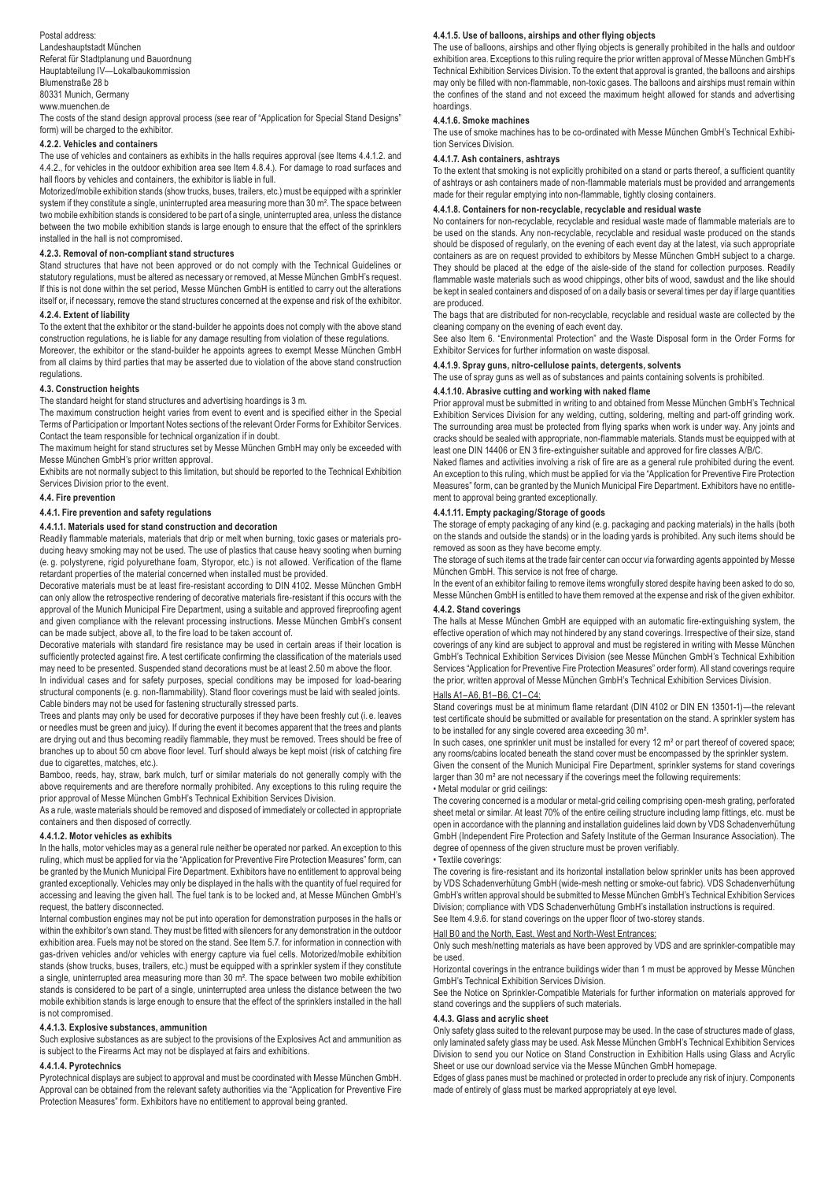Postal address:
Landeshauptstadt München
Referat für Stadtplanung und Bauordnung
Hauptabteilung IV—Lokalbaukommission
Blumenstraße 28 b
80331 Munich, Germany
www.muenchen.de

The costs of the stand design approval process (see rear of "Application for Special Stand Designs" form) will be charged to the exhibitor.

#### 4.2.2. Vehicles and containers

The use of vehicles and containers as exhibits in the halls requires approval (see Items 4.4.1.2. and 4.4.2., for vehicles in the outdoor exhibition area see Item 4.8.4.). For damage to road surfaces and hall floors by vehicles and containers, the exhibitor is liable in full.

Motorized/mobile exhibition stands (show trucks, buses, trailers, etc.) must be equipped with a sprinkler system if they constitute a single, uninterrupted area measuring more than 30 m². The space between two mobile exhibition stands is considered to be part of a single, uninterrupted area, unless the distance between the two mobile exhibition stands is large enough to ensure that the effect of the sprinklers installed in the hall is not compromised.

#### 4.2.3. Removal of non-compliant stand structures

Stand structures that have not been approved or do not comply with the Technical Guidelines or statutory regulations, must be altered as necessary or removed, at Messe München GmbH's request. If this is not done within the set period, Messe München GmbH is entitled to carry out the alterations itself or, if necessary, remove the stand structures concerned at the expense and risk of the exhibitor.

#### 4.2.4. Extent of liability

To the extent that the exhibitor or the stand-builder he appoints does not comply with the above stand construction regulations, he is liable for any damage resulting from violation of these regulations.

Moreover, the exhibitor or the stand-builder he appoints agrees to exempt Messe München GmbH from all claims by third parties that may be asserted due to violation of the above stand construction regulations.

### 4.3. Construction heights

The standard height for stand structures and advertising hoardings is 3 m.

The maximum construction height varies from event to event and is specified either in the Special Terms of Participation or Important Notes sections of the relevant Order Forms for Exhibitor Services. Contact the team responsible for technical organization if in doubt.

The maximum height for stand structures set by Messe München GmbH may only be exceeded with Messe München GmbH's prior written approval.

Exhibits are not normally subject to this limitation, but should be reported to the Technical Exhibition Services Division prior to the event.

### 4.4. Fire prevention

#### 4.4.1. Fire prevention and safety regulations

#### 4.4.1.1. Materials used for stand construction and decoration

Readily flammable materials, materials that drip or melt when burning, toxic gases or materials producing heavy smoking may not be used. The use of plastics that cause heavy sooting when burning (e. g. polystyrene, rigid polyurethane foam, Styropor, etc.) is not allowed. Verification of the flame retardant properties of the material concerned when installed must be provided.

Decorative materials must be at least fire-resistant according to DIN 4102. Messe München GmbH can only allow the retrospective rendering of decorative materials fire-resistant if this occurs with the approval of the Munich Municipal Fire Department, using a suitable and approved fireproofing agent and given compliance with the relevant processing instructions. Messe München GmbH's consent can be made subject, above all, to the fire load to be taken account of.

Decorative materials with standard fire resistance may be used in certain areas if their location is sufficiently protected against fire. A test certificate confirming the classification of the materials used may need to be presented. Suspended stand decorations must be at least 2.50 m above the floor.

In individual cases and for safety purposes, special conditions may be imposed for load-bearing structural components (e. g. non-flammability). Stand floor coverings must be laid with sealed joints. Cable binders may not be used for fastening structurally stressed parts.

Trees and plants may only be used for decorative purposes if they have been freshly cut (i. e. leaves or needles must be green and juicy). If during the event it becomes apparent that the trees and plants are drying out and thus becoming readily flammable, they must be removed. Trees should be free of branches up to about 50 cm above floor level. Turf should always be kept moist (risk of catching fire due to cigarettes, matches, etc.).

Bamboo, reeds, hay, straw, bark mulch, turf or similar materials do not generally comply with the above requirements and are therefore normally prohibited. Any exceptions to this ruling require the prior approval of Messe München GmbH's Technical Exhibition Services Division.

As a rule, waste materials should be removed and disposed of immediately or collected in appropriate containers and then disposed of correctly.

#### 4.4.1.2. Motor vehicles as exhibits

In the halls, motor vehicles may as a general rule neither be operated nor parked. An exception to this ruling, which must be applied for via the "Application for Preventive Fire Protection Measures" form, can be granted by the Munich Municipal Fire Department. Exhibitors have no entitlement to approval being granted exceptionally. Vehicles may only be displayed in the halls with the quantity of fuel required for accessing and leaving the given hall. The fuel tank is to be locked and, at Messe München GmbH's request, the battery disconnected.

Internal combustion engines may not be put into operation for demonstration purposes in the halls or within the exhibitor's own stand. They must be fitted with silencers for any demonstration in the outdoor exhibition area. Fuels may not be stored on the stand. See Item 5.7. for information in connection with gas-driven vehicles and/or vehicles with energy capture via fuel cells. Motorized/mobile exhibition stands (show trucks, buses, trailers, etc.) must be equipped with a sprinkler system if they constitute a single, uninterrupted area measuring more than 30 m². The space between two mobile exhibition stands is considered to be part of a single, uninterrupted area unless the distance between the two mobile exhibition stands is large enough to ensure that the effect of the sprinklers installed in the hall is not compromised.

#### 4.4.1.3. Explosive substances, ammunition

Such explosive substances as are subject to the provisions of the Explosives Act and ammunition as is subject to the Firearms Act may not be displayed at fairs and exhibitions.

#### 4.4.1.4. Pyrotechnics

Pyrotechnical displays are subject to approval and must be coordinated with Messe München GmbH. Approval can be obtained from the relevant safety authorities via the "Application for Preventive Fire Protection Measures" form. Exhibitors have no entitlement to approval being granted.

#### 4.4.1.5. Use of balloons, airships and other flying objects

The use of balloons, airships and other flying objects is generally prohibited in the halls and outdoor exhibition area. Exceptions to this ruling require the prior written approval of Messe München GmbH's Technical Exhibition Services Division. To the extent that approval is granted, the balloons and airships may only be filled with non-flammable, non-toxic gases. The balloons and airships must remain within the confines of the stand and not exceed the maximum height allowed for stands and advertising hoardings.

#### 4.4.1.6. Smoke machines

The use of smoke machines has to be co-ordinated with Messe München GmbH's Technical Exhibition Services Division.

#### 4.4.1.7. Ash containers, ashtrays

To the extent that smoking is not explicitly prohibited on a stand or parts thereof, a sufficient quantity of ashtrays or ash containers made of non-flammable materials must be provided and arrangements made for their regular emptying into non-flammable, tightly closing containers.

#### 4.4.1.8. Containers for non-recyclable, recyclable and residual waste

No containers for non-recyclable, recyclable and residual waste made of flammable materials are to be used on the stands. Any non-recyclable, recyclable and residual waste produced on the stands should be disposed of regularly, on the evening of each event day at the latest, via such appropriate containers as are on request provided to exhibitors by Messe München GmbH subject to a charge. They should be placed at the edge of the aisle-side of the stand for collection purposes. Readily flammable waste materials such as wood chippings, other bits of wood, sawdust and the like should be kept in sealed containers and disposed of on a daily basis or several times per day if large quantities are produced.

The bags that are distributed for non-recyclable, recyclable and residual waste are collected by the cleaning company on the evening of each event day.

See also Item 6. "Environmental Protection" and the Waste Disposal form in the Order Forms for Exhibitor Services for further information on waste disposal.

#### 4.4.1.9. Spray guns, nitro-cellulose paints, detergents, solvents

The use of spray guns as well as of substances and paints containing solvents is prohibited.

#### 4.4.1.10. Abrasive cutting and working with naked flame

Prior approval must be submitted in writing to and obtained from Messe München GmbH's Technical Exhibition Services Division for any welding, cutting, soldering, melting and part-off grinding work. The surrounding area must be protected from flying sparks when work is under way. Any joints and cracks should be sealed with appropriate, non-flammable materials. Stands must be equipped with at least one DIN 14406 or EN 3 fire-extinguisher suitable and approved for fire classes A/B/C.

Naked flames and activities involving a risk of fire are as a general rule prohibited during the event. An exception to this ruling, which must be applied for via the "Application for Preventive Fire Protection Measures" form, can be granted by the Munich Municipal Fire Department. Exhibitors have no entitlement to approval being granted exceptionally.

#### 4.4.1.11. Empty packaging/Storage of goods

The storage of empty packaging of any kind (e. g. packaging and packing materials) in the halls (both on the stands and outside the stands) or in the loading yards is prohibited. Any such items should be removed as soon as they have become empty.

The storage of such items at the trade fair center can occur via forwarding agents appointed by Messe München GmbH. This service is not free of charge.

In the event of an exhibitor failing to remove items wrongfully stored despite having been asked to do so, Messe München GmbH is entitled to have them removed at the expense and risk of the given exhibitor.

#### 4.4.2. Stand coverings

The halls at Messe München GmbH are equipped with an automatic fire-extinguishing system, the effective operation of which may not hindered by any stand coverings. Irrespective of their size, stand coverings of any kind are subject to approval and must be registered in writing with Messe München GmbH's Technical Exhibition Services Division (see Messe München GmbH's Technical Exhibition Services "Application for Preventive Fire Protection Measures" order form). All stand coverings require the prior, written approval of Messe München GmbH's Technical Exhibition Services Division.

Halls A1–A6, B1–B6, C1–C4:

Stand coverings must be at minimum flame retardant (DIN 4102 or DIN EN 13501-1)—the relevant test certificate should be submitted or available for presentation on the stand. A sprinkler system has to be installed for any single covered area exceeding 30 m².

In such cases, one sprinkler unit must be installed for every 12 m² or part thereof of covered space; any rooms/cabins located beneath the stand cover must be encompassed by the sprinkler system.

Given the consent of the Munich Municipal Fire Department, sprinkler systems for stand coverings larger than 30 m² are not necessary if the coverings meet the following requirements:

• Metal modular or grid ceilings:

The covering concerned is a modular or metal-grid ceiling comprising open-mesh grating, perforated sheet metal or similar. At least 70% of the entire ceiling structure including lamp fittings, etc. must be open in accordance with the planning and installation guidelines laid down by VDS Schadenverhütung GmbH (Independent Fire Protection and Safety Institute of the German Insurance Association). The degree of openness of the given structure must be proven verifiably.

• Textile coverings:

The covering is fire-resistant and its horizontal installation below sprinkler units has been approved by VDS Schadenverhütung GmbH (wide-mesh netting or smoke-out fabric). VDS Schadenverhütung GmbH's written approval should be submitted to Messe München GmbH's Technical Exhibition Services Division; compliance with VDS Schadenverhütung GmbH's installation instructions is required. See Item 4.9.6. for stand coverings on the upper floor of two-storey stands.

Hall B0 and the North, East, West and North-West Entrances:

Only such mesh/netting materials as have been approved by VDS and are sprinkler-compatible may be used.

Horizontal coverings in the entrance buildings wider than 1 m must be approved by Messe München GmbH's Technical Exhibition Services Division.

See the Notice on Sprinkler-Compatible Materials for further information on materials approved for stand coverings and the suppliers of such materials.

#### 4.4.3. Glass and acrylic sheet

Only safety glass suited to the relevant purpose may be used. In the case of structures made of glass, only laminated safety glass may be used. Ask Messe München GmbH's Technical Exhibition Services Division to send you our Notice on Stand Construction in Exhibition Halls using Glass and Acrylic Sheet or use our download service via the Messe München GmbH homepage.

Edges of glass panes must be machined or protected in order to preclude any risk of injury. Components made of entirely of glass must be marked appropriately at eye level.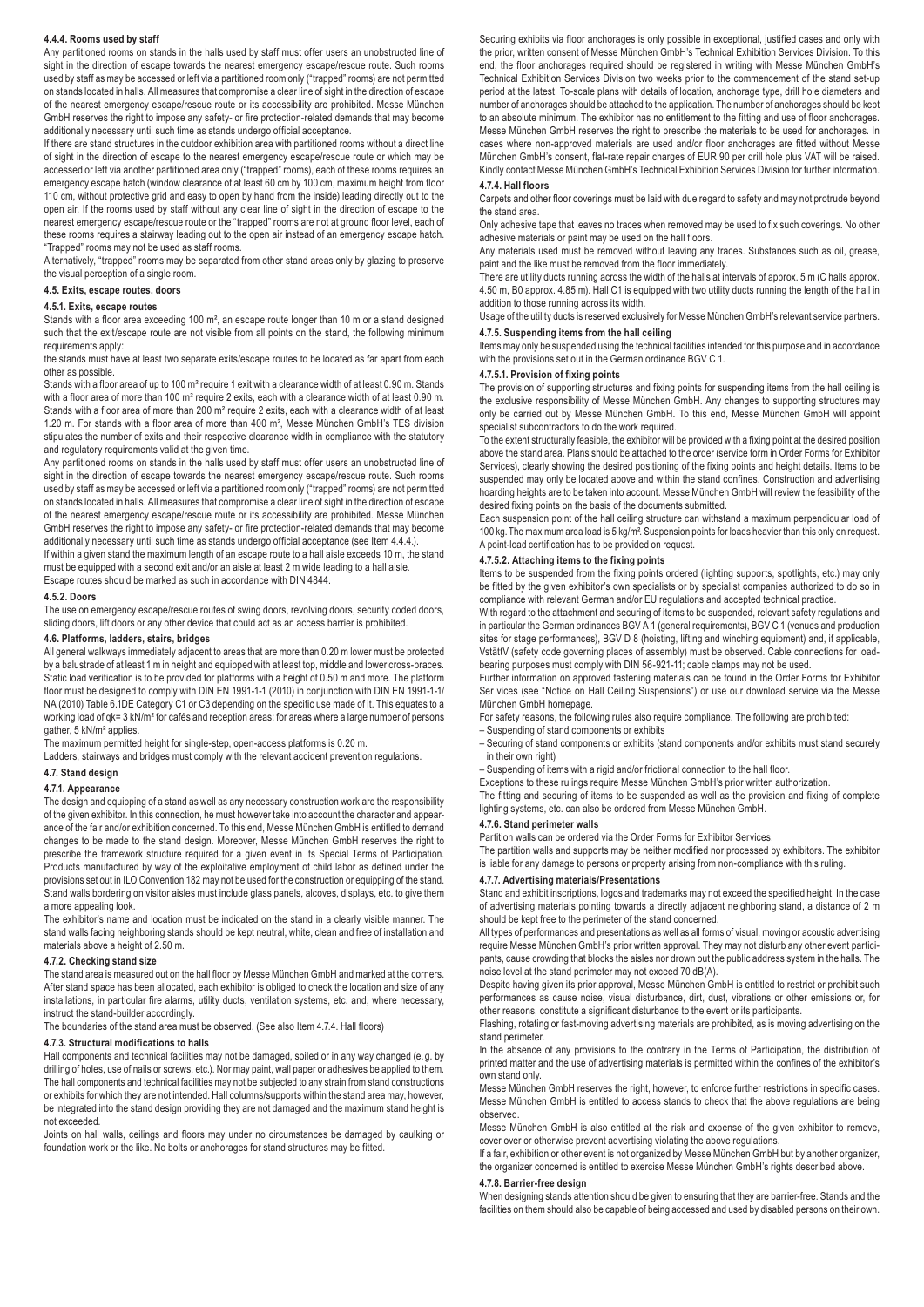#### 4.4.4. Rooms used by staff

Any partitioned rooms on stands in the halls used by staff must offer users an unobstructed line of sight in the direction of escape towards the nearest emergency escape/rescue route. Such rooms used by staff as may be accessed or left via a partitioned room only ("trapped" rooms) are not permitted on stands located in halls. All measures that compromise a clear line of sight in the direction of escape of the nearest emergency escape/rescue route or its accessibility are prohibited. Messe München GmbH reserves the right to impose any safety- or fire protection-related demands that may become additionally necessary until such time as stands undergo official acceptance.

If there are stand structures in the outdoor exhibition area with partitioned rooms without a direct line of sight in the direction of escape to the nearest emergency escape/rescue route or which may be accessed or left via another partitioned area only ("trapped" rooms), each of these rooms requires an emergency escape hatch (window clearance of at least 60 cm by 100 cm, maximum height from floor 110 cm, without protective grid and easy to open by hand from the inside) leading directly out to the open air. If the rooms used by staff without any clear line of sight in the direction of escape to the nearest emergency escape/rescue route or the "trapped" rooms are not at ground floor level, each of these rooms requires a stairway leading out to the open air instead of an emergency escape hatch. "Trapped" rooms may not be used as staff rooms.

Alternatively, "trapped" rooms may be separated from other stand areas only by glazing to preserve the visual perception of a single room.

### 4.5. Exits, escape routes, doors

#### 4.5.1. Exits, escape routes

Stands with a floor area exceeding 100 m², an escape route longer than 10 m or a stand designed such that the exit/escape route are not visible from all points on the stand, the following minimum requirements apply:

the stands must have at least two separate exits/escape routes to be located as far apart from each other as possible.

Stands with a floor area of up to 100 m² require 1 exit with a clearance width of at least 0.90 m. Stands with a floor area of more than 100 m² require 2 exits, each with a clearance width of at least 0.90 m. Stands with a floor area of more than 200 m² require 2 exits, each with a clearance width of at least 1.20 m. For stands with a floor area of more than 400 m², Messe München GmbH's TES division stipulates the number of exits and their respective clearance width in compliance with the statutory and regulatory requirements valid at the given time.

Any partitioned rooms on stands in the halls used by staff must offer users an unobstructed line of sight in the direction of escape towards the nearest emergency escape/rescue route. Such rooms used by staff as may be accessed or left via a partitioned room only ("trapped" rooms) are not permitted on stands located in halls. All measures that compromise a clear line of sight in the direction of escape of the nearest emergency escape/rescue route or its accessibility are prohibited. Messe München GmbH reserves the right to impose any safety- or fire protection-related demands that may become additionally necessary until such time as stands undergo official acceptance (see Item 4.4.4.).

If within a given stand the maximum length of an escape route to a hall aisle exceeds 10 m, the stand must be equipped with a second exit and/or an aisle at least 2 m wide leading to a hall aisle.

Escape routes should be marked as such in accordance with DIN 4844.

#### 4.5.2. Doors

The use on emergency escape/rescue routes of swing doors, revolving doors, security coded doors, sliding doors, lift doors or any other device that could act as an access barrier is prohibited.

### 4.6. Platforms, ladders, stairs, bridges

All general walkways immediately adjacent to areas that are more than 0.20 m lower must be protected by a balustrade of at least 1 m in height and equipped with at least top, middle and lower cross-braces. Static load verification is to be provided for platforms with a height of 0.50 m and more. The platform floor must be designed to comply with DIN EN 1991-1-1 (2010) in conjunction with DIN EN 1991-1-1/NA (2010) Table 6.1DE Category C1 or C3 depending on the specific use made of it. This equates to a working load of qk= 3 kN/m² for cafés and reception areas; for areas where a large number of persons gather, 5 kN/m² applies.

The maximum permitted height for single-step, open-access platforms is 0.20 m.

Ladders, stairways and bridges must comply with the relevant accident prevention regulations.

### 4.7. Stand design

#### 4.7.1. Appearance

The design and equipping of a stand as well as any necessary construction work are the responsibility of the given exhibitor. In this connection, he must however take into account the character and appearance of the fair and/or exhibition concerned. To this end, Messe München GmbH is entitled to demand changes to be made to the stand design. Moreover, Messe München GmbH reserves the right to prescribe the framework structure required for a given event in its Special Terms of Participation. Products manufactured by way of the exploitative employment of child labor as defined under the provisions set out in ILO Convention 182 may not be used for the construction or equipping of the stand. Stand walls bordering on visitor aisles must include glass panels, alcoves, displays, etc. to give them a more appealing look.

The exhibitor's name and location must be indicated on the stand in a clearly visible manner. The stand walls facing neighboring stands should be kept neutral, white, clean and free of installation and materials above a height of 2.50 m.

#### 4.7.2. Checking stand size

The stand area is measured out on the hall floor by Messe München GmbH and marked at the corners. After stand space has been allocated, each exhibitor is obliged to check the location and size of any installations, in particular fire alarms, utility ducts, ventilation systems, etc. and, where necessary, instruct the stand-builder accordingly.

The boundaries of the stand area must be observed. (See also Item 4.7.4. Hall floors)

#### 4.7.3. Structural modifications to halls

Hall components and technical facilities may not be damaged, soiled or in any way changed (e. g. by drilling of holes, use of nails or screws, etc.). Nor may paint, wall paper or adhesives be applied to them. The hall components and technical facilities may not be subjected to any strain from stand constructions or exhibits for which they are not intended. Hall columns/supports within the stand area may, however, be integrated into the stand design providing they are not damaged and the maximum stand height is not exceeded.

Joints on hall walls, ceilings and floors may under no circumstances be damaged by caulking or foundation work or the like. No bolts or anchorages for stand structures may be fitted.

Securing exhibits via floor anchorages is only possible in exceptional, justified cases and only with the prior, written consent of Messe München GmbH's Technical Exhibition Services Division. To this end, the floor anchorages required should be registered in writing with Messe München GmbH's Technical Exhibition Services Division two weeks prior to the commencement of the stand set-up period at the latest. To-scale plans with details of location, anchorage type, drill hole diameters and number of anchorages should be attached to the application. The number of anchorages should be kept to an absolute minimum. The exhibitor has no entitlement to the fitting and use of floor anchorages. Messe München GmbH reserves the right to prescribe the materials to be used for anchorages. In cases where non-approved materials are used and/or floor anchorages are fitted without Messe München GmbH's consent, flat-rate repair charges of EUR 90 per drill hole plus VAT will be raised. Kindly contact Messe München GmbH's Technical Exhibition Services Division for further information.

#### 4.7.4. Hall floors

Carpets and other floor coverings must be laid with due regard to safety and may not protrude beyond the stand area.

Only adhesive tape that leaves no traces when removed may be used to fix such coverings. No other adhesive materials or paint may be used on the hall floors.

Any materials used must be removed without leaving any traces. Substances such as oil, grease, paint and the like must be removed from the floor immediately.

There are utility ducts running across the width of the halls at intervals of approx. 5 m (C halls approx. 4.50 m, B0 approx. 4.85 m). Hall C1 is equipped with two utility ducts running the length of the hall in addition to those running across its width.

Usage of the utility ducts is reserved exclusively for Messe München GmbH's relevant service partners.

#### 4.7.5. Suspending items from the hall ceiling

Items may only be suspended using the technical facilities intended for this purpose and in accordance with the provisions set out in the German ordinance BGV C 1.

#### 4.7.5.1. Provision of fixing points

The provision of supporting structures and fixing points for suspending items from the hall ceiling is the exclusive responsibility of Messe München GmbH. Any changes to supporting structures may only be carried out by Messe München GmbH. To this end, Messe München GmbH will appoint specialist subcontractors to do the work required.

To the extent structurally feasible, the exhibitor will be provided with a fixing point at the desired position above the stand area. Plans should be attached to the order (service form in Order Forms for Exhibitor Services), clearly showing the desired positioning of the fixing points and height details. Items to be suspended may only be located above and within the stand confines. Construction and advertising hoarding heights are to be taken into account. Messe München GmbH will review the feasibility of the desired fixing points on the basis of the documents submitted.

Each suspension point of the hall ceiling structure can withstand a maximum perpendicular load of 100 kg. The maximum area load is 5 kg/m². Suspension points for loads heavier than this only on request. A point-load certification has to be provided on request.

#### 4.7.5.2. Attaching items to the fixing points

Items to be suspended from the fixing points ordered (lighting supports, spotlights, etc.) may only be fitted by the given exhibitor's own specialists or by specialist companies authorized to do so in compliance with relevant German and/or EU regulations and accepted technical practice.

With regard to the attachment and securing of items to be suspended, relevant safety regulations and in particular the German ordinances BGV A 1 (general requirements), BGV C 1 (venues and production sites for stage performances), BGV D 8 (hoisting, lifting and winching equipment) and, if applicable, VstättV (safety code governing places of assembly) must be observed. Cable connections for load-bearing purposes must comply with DIN 56-921-11; cable clamps may not be used.

Further information on approved fastening materials can be found in the Order Forms for Exhibitor Ser vices (see "Notice on Hall Ceiling Suspensions") or use our download service via the Messe München GmbH homepage.

For safety reasons, the following rules also require compliance. The following are prohibited:

– Suspending of stand components or exhibits
– Securing of stand components or exhibits (stand components and/or exhibits must stand securely in their own right)
– Suspending of items with a rigid and/or frictional connection to the hall floor.

Exceptions to these rulings require Messe München GmbH's prior written authorization.

The fitting and securing of items to be suspended as well as the provision and fixing of complete lighting systems, etc. can also be ordered from Messe München GmbH.

#### 4.7.6. Stand perimeter walls

Partition walls can be ordered via the Order Forms for Exhibitor Services.

The partition walls and supports may be neither modified nor processed by exhibitors. The exhibitor is liable for any damage to persons or property arising from non-compliance with this ruling.

#### 4.7.7. Advertising materials/Presentations

Stand and exhibit inscriptions, logos and trademarks may not exceed the specified height. In the case of advertising materials pointing towards a directly adjacent neighboring stand, a distance of 2 m should be kept free to the perimeter of the stand concerned.

All types of performances and presentations as well as all forms of visual, moving or acoustic advertising require Messe München GmbH's prior written approval. They may not disturb any other event participants, cause crowding that blocks the aisles nor drown out the public address system in the halls. The noise level at the stand perimeter may not exceed 70 dB(A).

Despite having given its prior approval, Messe München GmbH is entitled to restrict or prohibit such performances as cause noise, visual disturbance, dirt, dust, vibrations or other emissions or, for other reasons, constitute a significant disturbance to the event or its participants.

Flashing, rotating or fast-moving advertising materials are prohibited, as is moving advertising on the stand perimeter.

In the absence of any provisions to the contrary in the Terms of Participation, the distribution of printed matter and the use of advertising materials is permitted within the confines of the exhibitor's own stand only.

Messe München GmbH reserves the right, however, to enforce further restrictions in specific cases. Messe München GmbH is entitled to access stands to check that the above regulations are being observed.

Messe München GmbH is also entitled at the risk and expense of the given exhibitor to remove, cover over or otherwise prevent advertising violating the above regulations.

If a fair, exhibition or other event is not organized by Messe München GmbH but by another organizer, the organizer concerned is entitled to exercise Messe München GmbH's rights described above.

#### 4.7.8. Barrier-free design

When designing stands attention should be given to ensuring that they are barrier-free. Stands and the facilities on them should also be capable of being accessed and used by disabled persons on their own.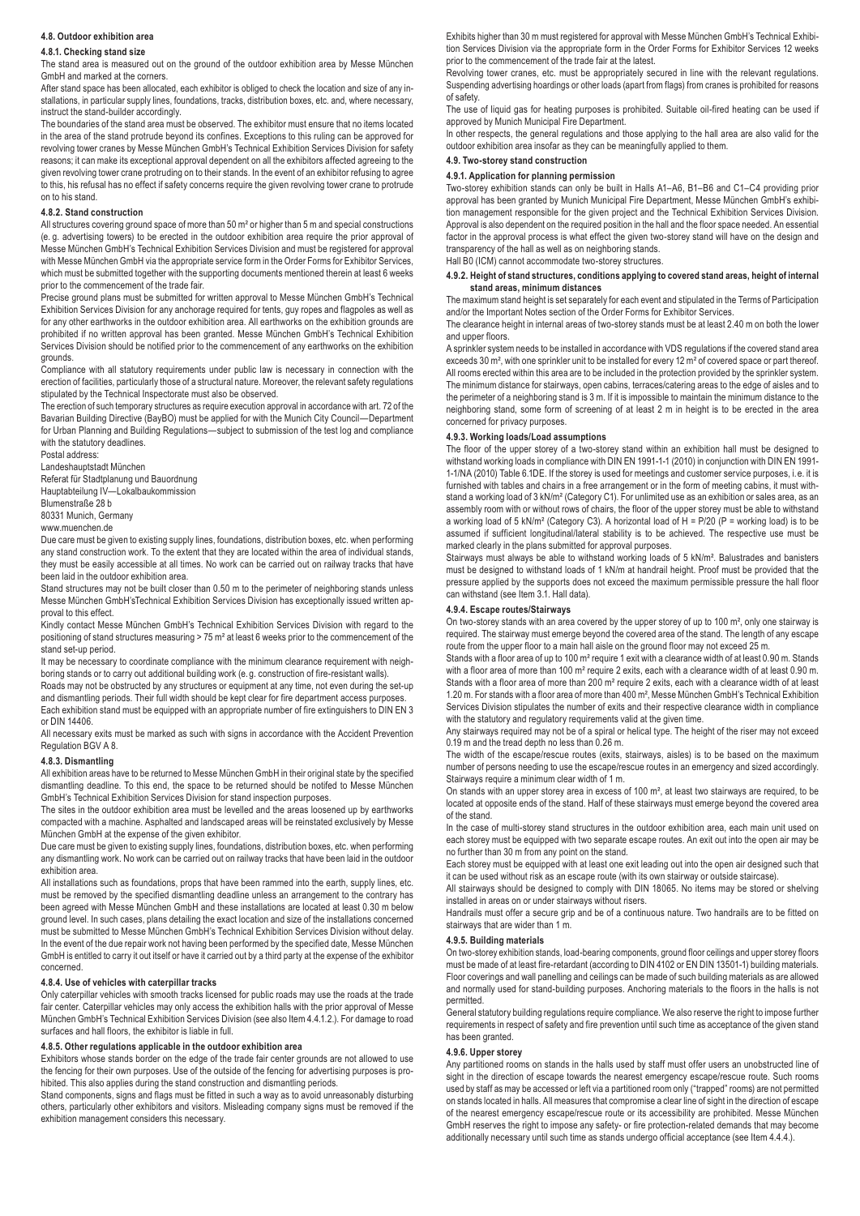#### 4.8. Outdoor exhibition area

##### 4.8.1. Checking stand size

The stand area is measured out on the ground of the outdoor exhibition area by Messe München GmbH and marked at the corners.

After stand space has been allocated, each exhibitor is obliged to check the location and size of any installations, in particular supply lines, foundations, tracks, distribution boxes, etc. and, where necessary, instruct the stand-builder accordingly.

The boundaries of the stand area must be observed. The exhibitor must ensure that no items located in the area of the stand protrude beyond its confines. Exceptions to this ruling can be approved for revolving tower cranes by Messe München GmbH's Technical Exhibition Services Division for safety reasons; it can make its exceptional approval dependent on all the exhibitors affected agreeing to the given revolving tower crane protruding on to their stands. In the event of an exhibitor refusing to agree to this, his refusal has no effect if safety concerns require the given revolving tower crane to protrude on to his stand.

##### 4.8.2. Stand construction

All structures covering ground space of more than 50 m² or higher than 5 m and special constructions (e. g. advertising towers) to be erected in the outdoor exhibition area require the prior approval of Messe München GmbH's Technical Exhibition Services Division and must be registered for approval with Messe München GmbH via the appropriate service form in the Order Forms for Exhibitor Services, which must be submitted together with the supporting documents mentioned therein at least 6 weeks prior to the commencement of the trade fair.

Precise ground plans must be submitted for written approval to Messe München GmbH's Technical Exhibition Services Division for any anchorage required for tents, guy ropes and flagpoles as well as for any other earthworks in the outdoor exhibition area. All earthworks on the exhibition grounds are prohibited if no written approval has been granted. Messe München GmbH's Technical Exhibition Services Division should be notified prior to the commencement of any earthworks on the exhibition grounds.

Compliance with all statutory requirements under public law is necessary in connection with the erection of facilities, particularly those of a structural nature. Moreover, the relevant safety regulations stipulated by the Technical Inspectorate must also be observed.

The erection of such temporary structures as require execution approval in accordance with art. 72 of the Bavarian Building Directive (BayBO) must be applied for with the Munich City Council—Department for Urban Planning and Building Regulations—subject to submission of the test log and compliance with the statutory deadlines.

Postal address:
Landeshauptstadt München
Referat für Stadtplanung und Bauordnung
Hauptabteilung IV—Lokalbaukommission
Blumenstraße 28 b
80331 Munich, Germany
www.muenchen.de

Due care must be given to existing supply lines, foundations, distribution boxes, etc. when performing any stand construction work. To the extent that they are located within the area of individual stands, they must be easily accessible at all times. No work can be carried out on railway tracks that have been laid in the outdoor exhibition area.

Stand structures may not be built closer than 0.50 m to the perimeter of neighboring stands unless Messe München GmbH'sTechnical Exhibition Services Division has exceptionally issued written approval to this effect.

Kindly contact Messe München GmbH's Technical Exhibition Services Division with regard to the positioning of stand structures measuring > 75 m² at least 6 weeks prior to the commencement of the stand set-up period.

It may be necessary to coordinate compliance with the minimum clearance requirement with neighboring stands or to carry out additional building work (e. g. construction of fire-resistant walls).

Roads may not be obstructed by any structures or equipment at any time, not even during the set-up and dismantling periods. Their full width should be kept clear for fire department access purposes.

Each exhibition stand must be equipped with an appropriate number of fire extinguishers to DIN EN 3 or DIN 14406.

All necessary exits must be marked as such with signs in accordance with the Accident Prevention Regulation BGV A 8.

##### 4.8.3. Dismantling

All exhibition areas have to be returned to Messe München GmbH in their original state by the specified dismantling deadline. To this end, the space to be returned should be notifed to Messe München GmbH's Technical Exhibition Services Division for stand inspection purposes.

The sites in the outdoor exhibition area must be levelled and the areas loosened up by earthworks compacted with a machine. Asphalted and landscaped areas will be reinstated exclusively by Messe München GmbH at the expense of the given exhibitor.

Due care must be given to existing supply lines, foundations, distribution boxes, etc. when performing any dismantling work. No work can be carried out on railway tracks that have been laid in the outdoor exhibition area.

All installations such as foundations, props that have been rammed into the earth, supply lines, etc. must be removed by the specified dismantling deadline unless an arrangement to the contrary has been agreed with Messe München GmbH and these installations are located at least 0.30 m below ground level. In such cases, plans detailing the exact location and size of the installations concerned must be submitted to Messe München GmbH's Technical Exhibition Services Division without delay. In the event of the due repair work not having been performed by the specified date, Messe München GmbH is entitled to carry it out itself or have it carried out by a third party at the expense of the exhibitor concerned.

##### 4.8.4. Use of vehicles with caterpillar tracks

Only caterpillar vehicles with smooth tracks licensed for public roads may use the roads at the trade fair center. Caterpillar vehicles may only access the exhibition halls with the prior approval of Messe München GmbH's Technical Exhibition Services Division (see also Item 4.4.1.2.). For damage to road surfaces and hall floors, the exhibitor is liable in full.

##### 4.8.5. Other regulations applicable in the outdoor exhibition area

Exhibitors whose stands border on the edge of the trade fair center grounds are not allowed to use the fencing for their own purposes. Use of the outside of the fencing for advertising purposes is prohibited. This also applies during the stand construction and dismantling periods.

Stand components, signs and flags must be fitted in such a way as to avoid unreasonably disturbing others, particularly other exhibitors and visitors. Misleading company signs must be removed if the exhibition management considers this necessary.

Exhibits higher than 30 m must registered for approval with Messe München GmbH's Technical Exhibition Services Division via the appropriate form in the Order Forms for Exhibitor Services 12 weeks prior to the commencement of the trade fair at the latest.

Revolving tower cranes, etc. must be appropriately secured in line with the relevant regulations. Suspending advertising hoardings or other loads (apart from flags) from cranes is prohibited for reasons of safety.

The use of liquid gas for heating purposes is prohibited. Suitable oil-fired heating can be used if approved by Munich Municipal Fire Department.

In other respects, the general regulations and those applying to the hall area are also valid for the outdoor exhibition area insofar as they can be meaningfully applied to them.

#### 4.9. Two-storey stand construction

##### 4.9.1. Application for planning permission

Two-storey exhibition stands can only be built in Halls A1–A6, B1–B6 and C1–C4 providing prior approval has been granted by Munich Municipal Fire Department, Messe München GmbH's exhibition management responsible for the given project and the Technical Exhibition Services Division. Approval is also dependent on the required position in the hall and the floor space needed. An essential factor in the approval process is what effect the given two-storey stand will have on the design and transparency of the hall as well as on neighboring stands.

Hall B0 (ICM) cannot accommodate two-storey structures.

##### 4.9.2. Height of stand structures, conditions applying to covered stand areas, height of internal stand areas, minimum distances

The maximum stand height is set separately for each event and stipulated in the Terms of Participation and/or the Important Notes section of the Order Forms for Exhibitor Services.

The clearance height in internal areas of two-storey stands must be at least 2.40 m on both the lower and upper floors.

A sprinkler system needs to be installed in accordance with VDS regulations if the covered stand area exceeds 30 m², with one sprinkler unit to be installed for every 12 m² of covered space or part thereof. All rooms erected within this area are to be included in the protection provided by the sprinkler system. The minimum distance for stairways, open cabins, terraces/catering areas to the edge of aisles and to the perimeter of a neighboring stand is 3 m. If it is impossible to maintain the minimum distance to the neighboring stand, some form of screening of at least 2 m in height is to be erected in the area concerned for privacy purposes.

##### 4.9.3. Working loads/Load assumptions

The floor of the upper storey of a two-storey stand within an exhibition hall must be designed to withstand working loads in compliance with DIN EN 1991-1-1 (2010) in conjunction with DIN EN 1991-1-1/NA (2010) Table 6.1DE. If the storey is used for meetings and customer service purposes, i.e. it is furnished with tables and chairs in a free arrangement or in the form of meeting cabins, it must withstand a working load of 3 kN/m² (Category C1). For unlimited use as an exhibition or sales area, as an assembly room with or without rows of chairs, the floor of the upper storey must be able to withstand a working load of 5 kN/m² (Category C3). A horizontal load of H = P/20 (P = working load) is to be assumed if sufficient longitudinal/lateral stability is to be achieved. The respective use must be marked clearly in the plans submitted for approval purposes.

Stairways must always be able to withstand working loads of 5 kN/m². Balustrades and banisters must be designed to withstand loads of 1 kN/m at handrail height. Proof must be provided that the pressure applied by the supports does not exceed the maximum permissible pressure the hall floor can withstand (see Item 3.1. Hall data).

##### 4.9.4. Escape routes/Stairways

On two-storey stands with an area covered by the upper storey of up to 100 m², only one stairway is required. The stairway must emerge beyond the covered area of the stand. The length of any escape route from the upper floor to a main hall aisle on the ground floor may not exceed 25 m.

Stands with a floor area of up to 100 m² require 1 exit with a clearance width of at least 0.90 m. Stands with a floor area of more than 100 m² require 2 exits, each with a clearance width of at least 0.90 m. Stands with a floor area of more than 200 m² require 2 exits, each with a clearance width of at least 1.20 m. For stands with a floor area of more than 400 m², Messe München GmbH's Technical Exhibition Services Division stipulates the number of exits and their respective clearance width in compliance with the statutory and regulatory requirements valid at the given time.

Any stairways required may not be of a spiral or helical type. The height of the riser may not exceed 0.19 m and the tread depth no less than 0.26 m.

The width of the escape/rescue routes (exits, stairways, aisles) is to be based on the maximum number of persons needing to use the escape/rescue routes in an emergency and sized accordingly. Stairways require a minimum clear width of 1 m.

On stands with an upper storey area in excess of 100 m², at least two stairways are required, to be located at opposite ends of the stand. Half of these stairways must emerge beyond the covered area of the stand.

In the case of multi-storey stand structures in the outdoor exhibition area, each main unit used on each storey must be equipped with two separate escape routes. An exit out into the open air may be no further than 30 m from any point on the stand.

Each storey must be equipped with at least one exit leading out into the open air designed such that it can be used without risk as an escape route (with its own stairway or outside staircase).

All stairways should be designed to comply with DIN 18065. No items may be stored or shelving installed in areas on or under stairways without risers.

Handrails must offer a secure grip and be of a continuous nature. Two handrails are to be fitted on stairways that are wider than 1 m.

##### 4.9.5. Building materials

On two-storey exhibition stands, load-bearing components, ground floor ceilings and upper storey floors must be made of at least fire-retardant (according to DIN 4102 or EN DIN 13501-1) building materials. Floor coverings and wall panelling and ceilings can be made of such building materials as are allowed and normally used for stand-building purposes. Anchoring materials to the floors in the halls is not permitted.

General statutory building regulations require compliance. We also reserve the right to impose further requirements in respect of safety and fire prevention until such time as acceptance of the given stand has been granted.

##### 4.9.6. Upper storey

Any partitioned rooms on stands in the halls used by staff must offer users an unobstructed line of sight in the direction of escape towards the nearest emergency escape/rescue route. Such rooms used by staff as may be accessed or left via a partitioned room only ("trapped" rooms) are not permitted on stands located in halls. All measures that compromise a clear line of sight in the direction of escape of the nearest emergency escape/rescue route or its accessibility are prohibited. Messe München GmbH reserves the right to impose any safety- or fire protection-related demands that may become additionally necessary until such time as stands undergo official acceptance (see Item 4.4.4.).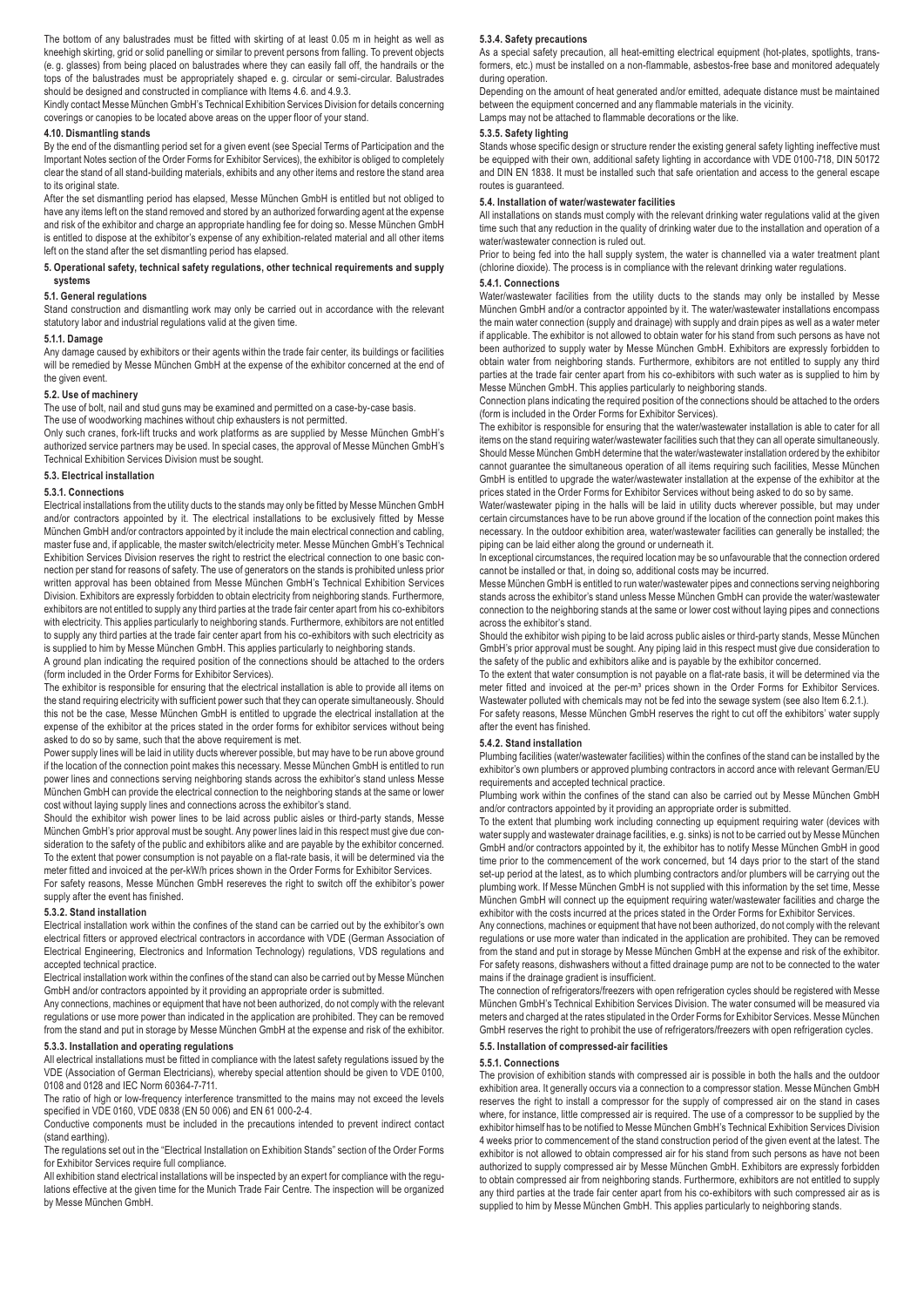The bottom of any balustrades must be fitted with skirting of at least 0.05 m in height as well as kneehigh skirting, grid or solid panelling or similar to prevent persons from falling. To prevent objects (e. g. glasses) from being placed on balustrades where they can easily fall off, the handrails or the tops of the balustrades must be appropriately shaped e. g. circular or semi-circular. Balustrades should be designed and constructed in compliance with Items 4.6. and 4.9.3.

Kindly contact Messe München GmbH's Technical Exhibition Services Division for details concerning coverings or canopies to be located above areas on the upper floor of your stand.

#### 4.10. Dismantling stands

By the end of the dismantling period set for a given event (see Special Terms of Participation and the Important Notes section of the Order Forms for Exhibitor Services), the exhibitor is obliged to completely clear the stand of all stand-building materials, exhibits and any other items and restore the stand area to its original state.

After the set dismantling period has elapsed, Messe München GmbH is entitled but not obliged to have any items left on the stand removed and stored by an authorized forwarding agent at the expense and risk of the exhibitor and charge an appropriate handling fee for doing so. Messe München GmbH is entitled to dispose at the exhibitor's expense of any exhibition-related material and all other items left on the stand after the set dismantling period has elapsed.

### 5. Operational safety, technical safety regulations, other technical requirements and supply systems

#### 5.1. General regulations

Stand construction and dismantling work may only be carried out in accordance with the relevant statutory labor and industrial regulations valid at the given time.

#### 5.1.1. Damage

Any damage caused by exhibitors or their agents within the trade fair center, its buildings or facilities will be remedied by Messe München GmbH at the expense of the exhibitor concerned at the end of the given event.

#### 5.2. Use of machinery

The use of bolt, nail and stud guns may be examined and permitted on a case-by-case basis.

The use of woodworking machines without chip exhausters is not permitted.

Only such cranes, fork-lift trucks and work platforms as are supplied by Messe München GmbH's authorized service partners may be used. In special cases, the approval of Messe München GmbH's Technical Exhibition Services Division must be sought.

#### 5.3. Electrical installation

#### 5.3.1. Connections

Electrical installations from the utility ducts to the stands may only be fitted by Messe München GmbH and/or contractors appointed by it. The electrical installations to be exclusively fitted by Messe München GmbH and/or contractors appointed by it include the main electrical connection and cabling, master fuse and, if applicable, the master switch/electricity meter. Messe München GmbH's Technical Exhibition Services Division reserves the right to restrict the electrical connection to one basic connection per stand for reasons of safety. The use of generators on the stands is prohibited unless prior written approval has been obtained from Messe München GmbH's Technical Exhibition Services Division. Exhibitors are expressly forbidden to obtain electricity from neighboring stands. Furthermore, exhibitors are not entitled to supply any third parties at the trade fair center apart from his co-exhibitors with electricity. This applies particularly to neighboring stands. Furthermore, exhibitors are not entitled to supply any third parties at the trade fair center apart from his co-exhibitors with such electricity as is supplied to him by Messe München GmbH. This applies particularly to neighboring stands.

A ground plan indicating the required position of the connections should be attached to the orders (form included in the Order Forms for Exhibitor Services).

The exhibitor is responsible for ensuring that the electrical installation is able to provide all items on the stand requiring electricity with sufficient power such that they can operate simultaneously. Should this not be the case, Messe München GmbH is entitled to upgrade the electrical installation at the expense of the exhibitor at the prices stated in the order forms for exhibitor services without being asked to do so by same, such that the above requirement is met.

Power supply lines will be laid in utility ducts wherever possible, but may have to be run above ground if the location of the connection point makes this necessary. Messe München GmbH is entitled to run power lines and connections serving neighboring stands across the exhibitor's stand unless Messe München GmbH can provide the electrical connection to the neighboring stands at the same or lower cost without laying supply lines and connections across the exhibitor's stand.

Should the exhibitor wish power lines to be laid across public aisles or third-party stands, Messe München GmbH's prior approval must be sought. Any power lines laid in this respect must give due consideration to the safety of the public and exhibitors alike and are payable by the exhibitor concerned. To the extent that power consumption is not payable on a flat-rate basis, it will be determined via the meter fitted and invoiced at the per-kW/h prices shown in the Order Forms for Exhibitor Services.

For safety reasons, Messe München GmbH resereves the right to switch off the exhibitor's power supply after the event has finished.

#### 5.3.2. Stand installation

Electrical installation work within the confines of the stand can be carried out by the exhibitor's own electrical fitters or approved electrical contractors in accordance with VDE (German Association of Electrical Engineering, Electronics and Information Technology) regulations, VDS regulations and accepted technical practice.

Electrical installation work within the confines of the stand can also be carried out by Messe München GmbH and/or contractors appointed by it providing an appropriate order is submitted.

Any connections, machines or equipment that have not been authorized, do not comply with the relevant regulations or use more power than indicated in the application are prohibited. They can be removed from the stand and put in storage by Messe München GmbH at the expense and risk of the exhibitor.

#### 5.3.3. Installation and operating regulations

All electrical installations must be fitted in compliance with the latest safety regulations issued by the VDE (Association of German Electricians), whereby special attention should be given to VDE 0100, 0108 and 0128 and IEC Norm 60364-7-711.

The ratio of high or low-frequency interference transmitted to the mains may not exceed the levels specified in VDE 0160, VDE 0838 (EN 50 006) and EN 61 000-2-4.

Conductive components must be included in the precautions intended to prevent indirect contact (stand earthing).

The regulations set out in the "Electrical Installation on Exhibition Stands" section of the Order Forms for Exhibitor Services require full compliance.

All exhibition stand electrical installations will be inspected by an expert for compliance with the regulations effective at the given time for the Munich Trade Fair Centre. The inspection will be organized by Messe München GmbH.

#### 5.3.4. Safety precautions

As a special safety precaution, all heat-emitting electrical equipment (hot-plates, spotlights, transformers, etc.) must be installed on a non-flammable, asbestos-free base and monitored adequately during operation.

Depending on the amount of heat generated and/or emitted, adequate distance must be maintained between the equipment concerned and any flammable materials in the vicinity.

Lamps may not be attached to flammable decorations or the like.

#### 5.3.5. Safety lighting

Stands whose specific design or structure render the existing general safety lighting ineffective must be equipped with their own, additional safety lighting in accordance with VDE 0100-718, DIN 50172 and DIN EN 1838. It must be installed such that safe orientation and access to the general escape routes is guaranteed.

#### 5.4. Installation of water/wastewater facilities

All installations on stands must comply with the relevant drinking water regulations valid at the given time such that any reduction in the quality of drinking water due to the installation and operation of a water/wastewater connection is ruled out.

Prior to being fed into the hall supply system, the water is channelled via a water treatment plant (chlorine dioxide). The process is in compliance with the relevant drinking water regulations.

#### 5.4.1. Connections

Water/wastewater facilities from the utility ducts to the stands may only be installed by Messe München GmbH and/or a contractor appointed by it. The water/wastewater installations encompass the main water connection (supply and drainage) with supply and drain pipes as well as a water meter if applicable. The exhibitor is not allowed to obtain water for his stand from such persons as have not been authorized to supply water by Messe München GmbH. Exhibitors are expressly forbidden to obtain water from neighboring stands. Furthermore, exhibitors are not entitled to supply any third parties at the trade fair center apart from his co-exhibitors with such water as is supplied to him by Messe München GmbH. This applies particularly to neighboring stands.

Connection plans indicating the required position of the connections should be attached to the orders (form is included in the Order Forms for Exhibitor Services).

The exhibitor is responsible for ensuring that the water/wastewater installation is able to cater for all items on the stand requiring water/wastewater facilities such that they can all operate simultaneously. Should Messe München GmbH determine that the water/wastewater installation ordered by the exhibitor cannot guarantee the simultaneous operation of all items requiring such facilities, Messe München GmbH is entitled to upgrade the water/wastewater installation at the expense of the exhibitor at the prices stated in the Order Forms for Exhibitor Services without being asked to do so by same.

Water/wastewater piping in the halls will be laid in utility ducts wherever possible, but may under certain circumstances have to be run above ground if the location of the connection point makes this necessary. In the outdoor exhibition area, water/wastewater facilities can generally be installed; the piping can be laid either along the ground or underneath it.

In exceptional circumstances, the required location may be so unfavourable that the connection ordered cannot be installed or that, in doing so, additional costs may be incurred.

Messe München GmbH is entitled to run water/wastewater pipes and connections serving neighboring stands across the exhibitor's stand unless Messe München GmbH can provide the water/wastewater connection to the neighboring stands at the same or lower cost without laying pipes and connections across the exhibitor's stand.

Should the exhibitor wish piping to be laid across public aisles or third-party stands, Messe München GmbH's prior approval must be sought. Any piping laid in this respect must give due consideration to the safety of the public and exhibitors alike and is payable by the exhibitor concerned.

To the extent that water consumption is not payable on a flat-rate basis, it will be determined via the meter fitted and invoiced at the per-m³ prices shown in the Order Forms for Exhibitor Services. Wastewater polluted with chemicals may not be fed into the sewage system (see also Item 6.2.1.).

For safety reasons, Messe München GmbH reserves the right to cut off the exhibitors' water supply after the event has finished.

#### 5.4.2. Stand installation

Plumbing facilities (water/wastewater facilities) within the confines of the stand can be installed by the exhibitor's own plumbers or approved plumbing contractors in accord ance with relevant German/EU requirements and accepted technical practice.

Plumbing work within the confines of the stand can also be carried out by Messe München GmbH and/or contractors appointed by it providing an appropriate order is submitted.

To the extent that plumbing work including connecting up equipment requiring water (devices with water supply and wastewater drainage facilities, e. g. sinks) is not to be carried out by Messe München GmbH and/or contractors appointed by it, the exhibitor has to notify Messe München GmbH in good time prior to the commencement of the work concerned, but 14 days prior to the start of the stand set-up period at the latest, as to which plumbing contractors and/or plumbers will be carrying out the plumbing work. If Messe München GmbH is not supplied with this information by the set time, Messe München GmbH will connect up the equipment requiring water/wastewater facilities and charge the exhibitor with the costs incurred at the prices stated in the Order Forms for Exhibitor Services.

Any connections, machines or equipment that have not been authorized, do not comply with the relevant regulations or use more water than indicated in the application are prohibited. They can be removed from the stand and put in storage by Messe München GmbH at the expense and risk of the exhibitor.

For safety reasons, dishwashers without a fitted drainage pump are not to be connected to the water mains if the drainage gradient is insufficient.

The connection of refrigerators/freezers with open refrigeration cycles should be registered with Messe München GmbH's Technical Exhibition Services Division. The water consumed will be measured via meters and charged at the rates stipulated in the Order Forms for Exhibitor Services. Messe München GmbH reserves the right to prohibit the use of refrigerators/freezers with open refrigeration cycles.

#### 5.5. Installation of compressed-air facilities

#### 5.5.1. Connections

The provision of exhibition stands with compressed air is possible in both the halls and the outdoor exhibition area. It generally occurs via a connection to a compressor station. Messe München GmbH reserves the right to install a compressor for the supply of compressed air on the stand in cases where, for instance, little compressed air is required. The use of a compressor to be supplied by the exhibitor himself has to be notified to Messe München GmbH's Technical Exhibition Services Division 4 weeks prior to commencement of the stand construction period of the given event at the latest. The exhibitor is not allowed to obtain compressed air for his stand from such persons as have not been authorized to supply compressed air by Messe München GmbH. Exhibitors are expressly forbidden to obtain compressed air from neighboring stands. Furthermore, exhibitors are not entitled to supply any third parties at the trade fair center apart from his co-exhibitors with such compressed air as is supplied to him by Messe München GmbH. This applies particularly to neighboring stands.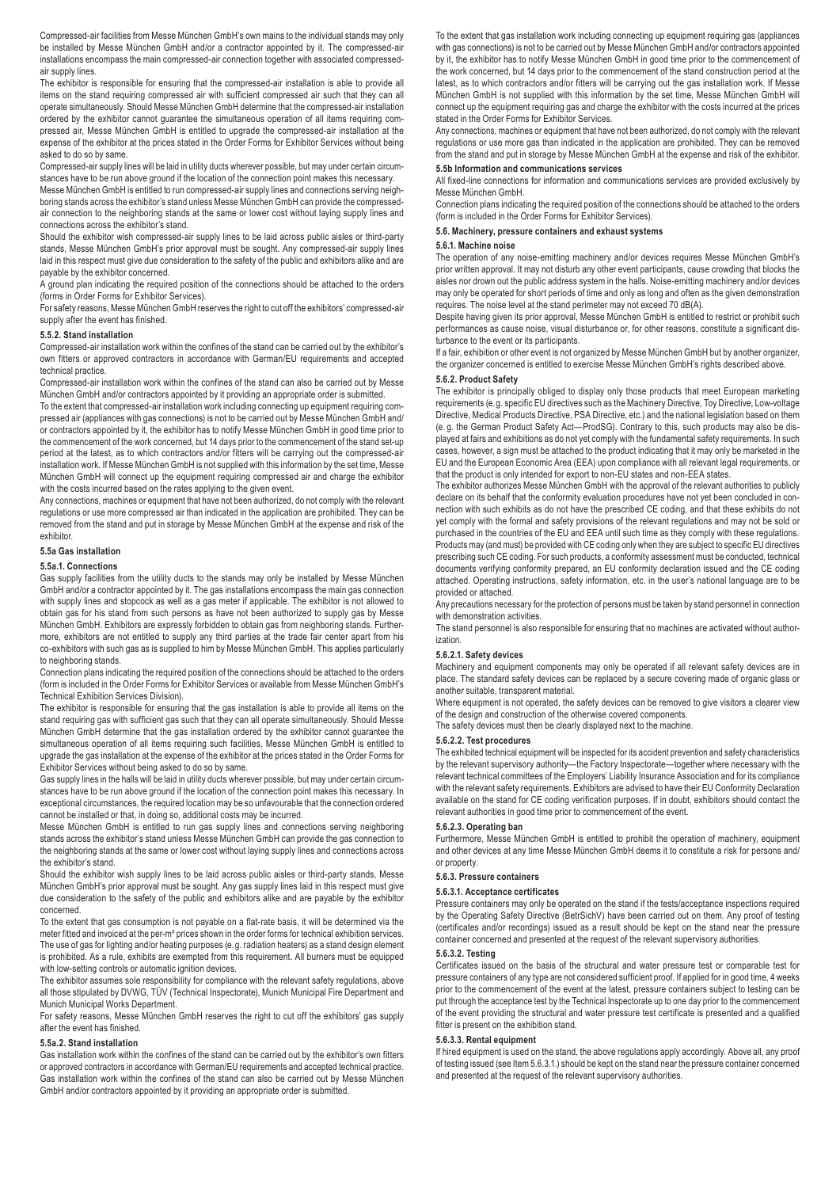Compressed-air facilities from Messe München GmbH's own mains to the individual stands may only be installed by Messe München GmbH and/or a contractor appointed by it. The compressed-air installations encompass the main compressed-air connection together with associated compressed-air supply lines.

The exhibitor is responsible for ensuring that the compressed-air installation is able to provide all items on the stand requiring compressed air with sufficient compressed air such that they can all operate simultaneously. Should Messe München GmbH determine that the compressed-air installation ordered by the exhibitor cannot guarantee the simultaneous operation of all items requiring compressed air, Messe München GmbH is entitled to upgrade the compressed-air installation at the expense of the exhibitor at the prices stated in the Order Forms for Exhibitor Services without being asked to do so by same.

Compressed-air supply lines will be laid in utility ducts wherever possible, but may under certain circumstances have to be run above ground if the location of the connection point makes this necessary.

Messe München GmbH is entitled to run compressed-air supply lines and connections serving neighboring stands across the exhibitor's stand unless Messe München GmbH can provide the compressed-air connection to the neighboring stands at the same or lower cost without laying supply lines and connections across the exhibitor's stand.

Should the exhibitor wish compressed-air supply lines to be laid across public aisles or third-party stands, Messe München GmbH's prior approval must be sought. Any compressed-air supply lines laid in this respect must give due consideration to the safety of the public and exhibitors alike and are payable by the exhibitor concerned.

A ground plan indicating the required position of the connections should be attached to the orders (forms in Order Forms for Exhibitor Services).

For safety reasons, Messe München GmbH reserves the right to cut off the exhibitors' compressed-air supply after the event has finished.

#### 5.5.2. Stand installation

Compressed-air installation work within the confines of the stand can be carried out by the exhibitor's own fitters or approved contractors in accordance with German/EU requirements and accepted technical practice.

Compressed-air installation work within the confines of the stand can also be carried out by Messe München GmbH and/or contractors appointed by it providing an appropriate order is submitted.

To the extent that compressed-air installation work including connecting up equipment requiring compressed air (appliances with gas connections) is not to be carried out by Messe München GmbH and/or contractors appointed by it, the exhibitor has to notify Messe München GmbH in good time prior to the commencement of the work concerned, but 14 days prior to the commencement of the stand set-up period at the latest, as to which contractors and/or fitters will be carrying out the compressed-air installation work. If Messe München GmbH is not supplied with this information by the set time, Messe München GmbH will connect up the equipment requiring compressed air and charge the exhibitor with the costs incurred based on the rates applying to the given event.

Any connections, machines or equipment that have not been authorized, do not comply with the relevant regulations or use more compressed air than indicated in the application are prohibited. They can be removed from the stand and put in storage by Messe München GmbH at the expense and risk of the exhibitor.

### 5.5a Gas installation

#### 5.5a.1. Connections

Gas supply facilities from the utility ducts to the stands may only be installed by Messe München GmbH and/or a contractor appointed by it. The gas installations encompass the main gas connection with supply lines and stopcock as well as a gas meter if applicable. The exhibitor is not allowed to obtain gas for his stand from such persons as have not been authorized to supply gas by Messe München GmbH. Exhibitors are expressly forbidden to obtain gas from neighboring stands. Furthermore, exhibitors are not entitled to supply any third parties at the trade fair center apart from his co-exhibitors with such gas as is supplied to him by Messe München GmbH. This applies particularly to neighboring stands.

Connection plans indicating the required position of the connections should be attached to the orders (form is included in the Order Forms for Exhibitor Services or available from Messe München GmbH's Technical Exhibition Services Division).

The exhibitor is responsible for ensuring that the gas installation is able to provide all items on the stand requiring gas with sufficient gas such that they can all operate simultaneously. Should Messe München GmbH determine that the gas installation ordered by the exhibitor cannot guarantee the simultaneous operation of all items requiring such facilities, Messe München GmbH is entitled to upgrade the gas installation at the expense of the exhibitor at the prices stated in the Order Forms for Exhibitor Services without being asked to do so by same.

Gas supply lines in the halls will be laid in utility ducts wherever possible, but may under certain circumstances have to be run above ground if the location of the connection point makes this necessary. In exceptional circumstances, the required location may be so unfavourable that the connection ordered cannot be installed or that, in doing so, additional costs may be incurred.

Messe München GmbH is entitled to run gas supply lines and connections serving neighboring stands across the exhibitor's stand unless Messe München GmbH can provide the gas connection to the neighboring stands at the same or lower cost without laying supply lines and connections across the exhibitor's stand.

Should the exhibitor wish supply lines to be laid across public aisles or third-party stands, Messe München GmbH's prior approval must be sought. Any gas supply lines laid in this respect must give due consideration to the safety of the public and exhibitors alike and are payable by the exhibitor concerned.

To the extent that gas consumption is not payable on a flat-rate basis, it will be determined via the meter fitted and invoiced at the per-m³ prices shown in the order forms for technical exhibition services. The use of gas for lighting and/or heating purposes (e.g. radiation heaters) as a stand design element is prohibited. As a rule, exhibits are exempted from this requirement. All burners must be equipped with low-setting controls or automatic ignition devices.

The exhibitor assumes sole responsibility for compliance with the relevant safety regulations, above all those stipulated by DVWG, TÜV (Technical Inspectorate), Munich Municipal Fire Department and Munich Municipal Works Department.

For safety reasons, Messe München GmbH reserves the right to cut off the exhibitors' gas supply after the event has finished.

#### 5.5a.2. Stand installation

Gas installation work within the confines of the stand can be carried out by the exhibitor's own fitters or approved contractors in accordance with German/EU requirements and accepted technical practice. Gas installation work within the confines of the stand can also be carried out by Messe München GmbH and/or contractors appointed by it providing an appropriate order is submitted.

To the extent that gas installation work including connecting up equipment requiring gas (appliances with gas connections) is not to be carried out by Messe München GmbH and/or contractors appointed by it, the exhibitor has to notify Messe München GmbH in good time prior to the commencement of the work concerned, but 14 days prior to the commencement of the stand construction period at the latest, as to which contractors and/or fitters will be carrying out the gas installation work. If Messe München GmbH is not supplied with this information by the set time, Messe München GmbH will connect up the equipment requiring gas and charge the exhibitor with the costs incurred at the prices stated in the Order Forms for Exhibitor Services.

Any connections, machines or equipment that have not been authorized, do not comply with the relevant regulations or use more gas than indicated in the application are prohibited. They can be removed from the stand and put in storage by Messe München GmbH at the expense and risk of the exhibitor.

### 5.5b Information and communications services

All fixed-line connections for information and communications services are provided exclusively by Messe München GmbH.

Connection plans indicating the required position of the connections should be attached to the orders (form is included in the Order Forms for Exhibitor Services).

### 5.6. Machinery, pressure containers and exhaust systems

#### 5.6.1. Machine noise

The operation of any noise-emitting machinery and/or devices requires Messe München GmbH's prior written approval. It may not disturb any other event participants, cause crowding that blocks the aisles nor drown out the public address system in the halls. Noise-emitting machinery and/or devices may only be operated for short periods of time and only as long and often as the given demonstration requires. The noise level at the stand perimeter may not exceed 70 dB(A).

Despite having given its prior approval, Messe München GmbH is entitled to restrict or prohibit such performances as cause noise, visual disturbance or, for other reasons, constitute a significant disturbance to the event or its participants.

If a fair, exhibition or other event is not organized by Messe München GmbH but by another organizer, the organizer concerned is entitled to exercise Messe München GmbH's rights described above.

#### 5.6.2. Product Safety

The exhibitor is principally obliged to display only those products that meet European marketing requirements (e.g. specific EU directives such as the Machinery Directive, Toy Directive, Low-voltage Directive, Medical Products Directive, PSA Directive, etc.) and the national legislation based on them (e. g. the German Product Safety Act—ProdSG). Contrary to this, such products may also be displayed at fairs and exhibitions as do not yet comply with the fundamental safety requirements. In such cases, however, a sign must be attached to the product indicating that it may only be marketed in the EU and the European Economic Area (EEA) upon compliance with all relevant legal requirements, or that the product is only intended for export to non-EU states and non-EEA states.

The exhibitor authorizes Messe München GmbH with the approval of the relevant authorities to publicly declare on its behalf that the conformity evaluation procedures have not yet been concluded in connection with such exhibits as do not have the prescribed CE coding, and that these exhibits do not yet comply with the formal and safety provisions of the relevant regulations and may not be sold or purchased in the countries of the EU and EEA until such time as they comply with these regulations. Products may (and must) be provided with CE coding only when they are subject to specific EU directives prescribing such CE coding. For such products, a conformity assessment must be conducted, technical documents verifying conformity prepared, an EU conformity declaration issued and the CE coding attached. Operating instructions, safety information, etc. in the user's national language are to be provided or attached.

Any precautions necessary for the protection of persons must be taken by stand personnel in connection with demonstration activities.

The stand personnel is also responsible for ensuring that no machines are activated without authorization.

#### 5.6.2.1. Safety devices

Machinery and equipment components may only be operated if all relevant safety devices are in place. The standard safety devices can be replaced by a secure covering made of organic glass or another suitable, transparent material.

Where equipment is not operated, the safety devices can be removed to give visitors a clearer view of the design and construction of the otherwise covered components.

The safety devices must then be clearly displayed next to the machine.

#### 5.6.2.2. Test procedures

The exhibited technical equipment will be inspected for its accident prevention and safety characteristics by the relevant supervisory authority—the Factory Inspectorate—together where necessary with the relevant technical committees of the Employers' Liability Insurance Association and for its compliance with the relevant safety requirements. Exhibitors are advised to have their EU Conformity Declaration available on the stand for CE coding verification purposes. If in doubt, exhibitors should contact the relevant authorities in good time prior to commencement of the event.

#### 5.6.2.3. Operating ban

Furthermore, Messe München GmbH is entitled to prohibit the operation of machinery, equipment and other devices at any time Messe München GmbH deems it to constitute a risk for persons and/or property.

#### 5.6.3. Pressure containers

#### 5.6.3.1. Acceptance certificates

Pressure containers may only be operated on the stand if the tests/acceptance inspections required by the Operating Safety Directive (BetrSichV) have been carried out on them. Any proof of testing (certificates and/or recordings) issued as a result should be kept on the stand near the pressure container concerned and presented at the request of the relevant supervisory authorities.

#### 5.6.3.2. Testing

Certificates issued on the basis of the structural and water pressure test or comparable test for pressure containers of any type are not considered sufficient proof. If applied for in good time, 4 weeks prior to the commencement of the event at the latest, pressure containers subject to testing can be put through the acceptance test by the Technical Inspectorate up to one day prior to the commencement of the event providing the structural and water pressure test certificate is presented and a qualified fitter is present on the exhibition stand.

#### 5.6.3.3. Rental equipment

If hired equipment is used on the stand, the above regulations apply accordingly. Above all, any proof of testing issued (see Item 5.6.3.1.) should be kept on the stand near the pressure container concerned and presented at the request of the relevant supervisory authorities.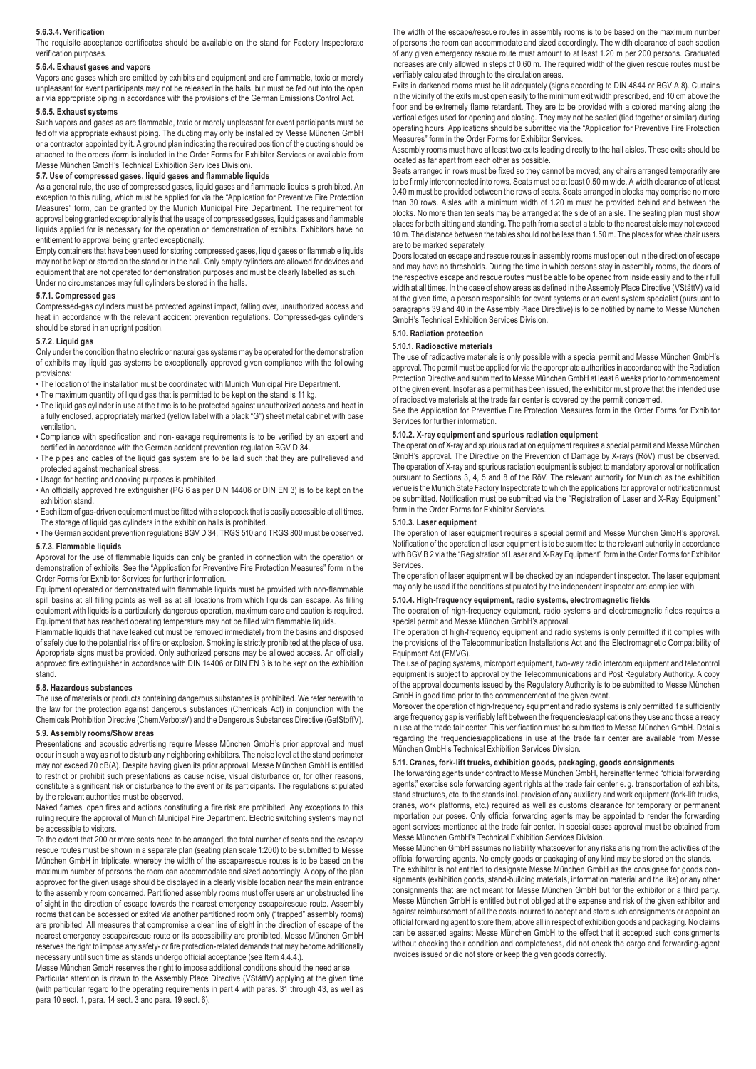#### 5.6.3.4. Verification

The requisite acceptance certificates should be available on the stand for Factory Inspectorate verification purposes.

#### 5.6.4. Exhaust gases and vapors

Vapors and gases which are emitted by exhibits and equipment and are flammable, toxic or merely unpleasant for event participants may not be released in the halls, but must be fed out into the open air via appropriate piping in accordance with the provisions of the German Emissions Control Act.

#### 5.6.5. Exhaust systems

Such vapors and gases as are flammable, toxic or merely unpleasant for event participants must be fed off via appropriate exhaust piping. The ducting may only be installed by Messe München GmbH or a contractor appointed by it. A ground plan indicating the required position of the ducting should be attached to the orders (form is included in the Order Forms for Exhibitor Services or available from Messe München GmbH's Technical Exhibition Serv ices Division).

### 5.7. Use of compressed gases, liquid gases and flammable liquids

As a general rule, the use of compressed gases, liquid gases and flammable liquids is prohibited. An exception to this ruling, which must be applied for via the "Application for Preventive Fire Protection Measures" form, can be granted by the Munich Municipal Fire Department. The requirement for approval being granted exceptionally is that the usage of compressed gases, liquid gases and flammable liquids applied for is necessary for the operation or demonstration of exhibits. Exhibitors have no entitlement to approval being granted exceptionally.

Empty containers that have been used for storing compressed gases, liquid gases or flammable liquids may not be kept or stored on the stand or in the hall. Only empty cylinders are allowed for devices and equipment that are not operated for demonstration purposes and must be clearly labelled as such. Under no circumstances may full cylinders be stored in the halls.

#### 5.7.1. Compressed gas

Compressed-gas cylinders must be protected against impact, falling over, unauthorized access and heat in accordance with the relevant accident prevention regulations. Compressed-gas cylinders should be stored in an upright position.

#### 5.7.2. Liquid gas

Only under the condition that no electric or natural gas systems may be operated for the demonstration of exhibits may liquid gas systems be exceptionally approved given compliance with the following provisions:

- The location of the installation must be coordinated with Munich Municipal Fire Department.
- The maximum quantity of liquid gas that is permitted to be kept on the stand is 11 kg.
- The liquid gas cylinder in use at the time is to be protected against unauthorized access and heat in a fully enclosed, appropriately marked (yellow label with a black "G") sheet metal cabinet with base ventilation.
- Compliance with specification and non-leakage requirements is to be verified by an expert and certified in accordance with the German accident prevention regulation BGV D 34.
- The pipes and cables of the liquid gas system are to be laid such that they are pullrelieved and protected against mechanical stress.
- Usage for heating and cooking purposes is prohibited.
- An officially approved fire extinguisher (PG 6 as per DIN 14406 or DIN EN 3) is to be kept on the exhibition stand.
- Each item of gas-driven equipment must be fitted with a stopcock that is easily accessible at all times. The storage of liquid gas cylinders in the exhibition halls is prohibited.
- The German accident prevention regulations BGV D 34, TRGS 510 and TRGS 800 must be observed.

#### 5.7.3. Flammable liquids

Approval for the use of flammable liquids can only be granted in connection with the operation or demonstration of exhibits. See the "Application for Preventive Fire Protection Measures" form in the Order Forms for Exhibitor Services for further information.

Equipment operated or demonstrated with flammable liquids must be provided with non-flammable spill basins at all filling points as well as at all locations from which liquids can escape. As filling equipment with liquids is a particularly dangerous operation, maximum care and caution is required. Equipment that has reached operating temperature may not be filled with flammable liquids.

Flammable liquids that have leaked out must be removed immediately from the basins and disposed of safely due to the potential risk of fire or explosion. Smoking is strictly prohibited at the place of use. Appropriate signs must be provided. Only authorized persons may be allowed access. An officially approved fire extinguisher in accordance with DIN 14406 or DIN EN 3 is to be kept on the exhibition stand.

### 5.8. Hazardous substances

The use of materials or products containing dangerous substances is prohibited. We refer herewith to the law for the protection against dangerous substances (Chemicals Act) in conjunction with the Chemicals Prohibition Directive (Chem.VerbotsV) and the Dangerous Substances Directive (GefStoffV).

### 5.9. Assembly rooms/Show areas

Presentations and acoustic advertising require Messe München GmbH's prior approval and must occur in such a way as not to disturb any neighboring exhibitors. The noise level at the stand perimeter may not exceed 70 dB(A). Despite having given its prior approval, Messe München GmbH is entitled to restrict or prohibit such presentations as cause noise, visual disturbance or, for other reasons, constitute a significant risk or disturbance to the event or its participants. The regulations stipulated by the relevant authorities must be observed.

Naked flames, open fires and actions constituting a fire risk are prohibited. Any exceptions to this ruling require the approval of Munich Municipal Fire Department. Electric switching systems may not be accessible to visitors.

To the extent that 200 or more seats need to be arranged, the total number of seats and the escape/ rescue routes must be shown in a separate plan (seating plan scale 1:200) to be submitted to Messe München GmbH in triplicate, whereby the width of the escape/rescue routes is to be based on the maximum number of persons the room can accommodate and sized accordingly. A copy of the plan approved for the given usage should be displayed in a clearly visible location near the main entrance to the assembly room concerned. Partitioned assembly rooms must offer users an unobstructed line of sight in the direction of escape towards the nearest emergency escape/rescue route. Assembly rooms that can be accessed or exited via another partitioned room only ("trapped" assembly rooms) are prohibited. All measures that compromise a clear line of sight in the direction of escape of the nearest emergency escape/rescue route or its accessibility are prohibited. Messe München GmbH reserves the right to impose any safety- or fire protection-related demands that may become additionally necessary until such time as stands undergo official acceptance (see Item 4.4.4.).

Messe München GmbH reserves the right to impose additional conditions should the need arise.

Particular attention is drawn to the Assembly Place Directive (VStättV) applying at the given time (with particular regard to the operating requirements in part 4 with paras. 31 through 43, as well as para 10 sect. 1, para. 14 sect. 3 and para. 19 sect. 6).

The width of the escape/rescue routes in assembly rooms is to be based on the maximum number of persons the room can accommodate and sized accordingly. The width clearance of each section of any given emergency rescue route must amount to at least 1.20 m per 200 persons. Graduated increases are only allowed in steps of 0.60 m. The required width of the given rescue routes must be verifiably calculated through to the circulation areas.

Exits in darkened rooms must be lit adequately (signs according to DIN 4844 or BGV A 8). Curtains in the vicinity of the exits must open easily to the minimum exit width prescribed, end 10 cm above the floor and be extremely flame retardant. They are to be provided with a colored marking along the vertical edges used for opening and closing. They may not be sealed (tied together or similar) during operating hours. Applications should be submitted via the "Application for Preventive Fire Protection Measures" form in the Order Forms for Exhibitor Services.

Assembly rooms must have at least two exits leading directly to the hall aisles. These exits should be located as far apart from each other as possible.

Seats arranged in rows must be fixed so they cannot be moved; any chairs arranged temporarily are to be firmly interconnected into rows. Seats must be at least 0.50 m wide. A width clearance of at least 0.40 m must be provided between the rows of seats. Seats arranged in blocks may comprise no more than 30 rows. Aisles with a minimum width of 1.20 m must be provided behind and between the blocks. No more than ten seats may be arranged at the side of an aisle. The seating plan must show places for both sitting and standing. The path from a seat at a table to the nearest aisle may not exceed 10 m. The distance between the tables should not be less than 1.50 m. The places for wheelchair users are to be marked separately.

Doors located on escape and rescue routes in assembly rooms must open out in the direction of escape and may have no thresholds. During the time in which persons stay in assembly rooms, the doors of the respective escape and rescue routes must be able to be opened from inside easily and to their full width at all times. In the case of show areas as defined in the Assembly Place Directive (VStättV) valid at the given time, a person responsible for event systems or an event system specialist (pursuant to paragraphs 39 and 40 in the Assembly Place Directive) is to be notified by name to Messe München GmbH's Technical Exhibition Services Division.

### 5.10. Radiation protection

#### 5.10.1. Radioactive materials

The use of radioactive materials is only possible with a special permit and Messe München GmbH's approval. The permit must be applied for via the appropriate authorities in accordance with the Radiation Protection Directive and submitted to Messe München GmbH at least 6 weeks prior to commencement of the given event. Insofar as a permit has been issued, the exhibitor must prove that the intended use of radioactive materials at the trade fair center is covered by the permit concerned.

See the Application for Preventive Fire Protection Measures form in the Order Forms for Exhibitor Services for further information.

#### 5.10.2. X-ray equipment and spurious radiation equipment

The operation of X-ray and spurious radiation equipment requires a special permit and Messe München GmbH's approval. The Directive on the Prevention of Damage by X-rays (RöV) must be observed. The operation of X-ray and spurious radiation equipment is subject to mandatory approval or notification pursuant to Sections 3, 4, 5 and 8 of the RöV. The relevant authority for Munich as the exhibition venue is the Munich State Factory Inspectorate to which the applications for approval or notification must be submitted. Notification must be submitted via the "Registration of Laser and X-Ray Equipment" form in the Order Forms for Exhibitor Services.

#### 5.10.3. Laser equipment

The operation of laser equipment requires a special permit and Messe München GmbH's approval. Notification of the operation of laser equipment is to be submitted to the relevant authority in accordance with BGV B 2 via the "Registration of Laser and X-Ray Equipment" form in the Order Forms for Exhibitor Services.

The operation of laser equipment will be checked by an independent inspector. The laser equipment may only be used if the conditions stipulated by the independent inspector are complied with.

#### 5.10.4. High-frequency equipment, radio systems, electromagnetic fields

The operation of high-frequency equipment, radio systems and electromagnetic fields requires a special permit and Messe München GmbH's approval.

The operation of high-frequency equipment and radio systems is only permitted if it complies with the provisions of the Telecommunication Installations Act and the Electromagnetic Compatibility of Equipment Act (EMVG).

The use of paging systems, microport equipment, two-way radio intercom equipment and telecontrol equipment is subject to approval by the Telecommunications and Post Regulatory Authority. A copy of the approval documents issued by the Regulatory Authority is to be submitted to Messe München GmbH in good time prior to the commencement of the given event.

Moreover, the operation of high-frequency equipment and radio systems is only permitted if a sufficiently large frequency gap is verifiably left between the frequencies/applications they use and those already in use at the trade fair center. This verification must be submitted to Messe München GmbH. Details regarding the frequencies/applications in use at the trade fair center are available from Messe München GmbH's Technical Exhibition Services Division.

### 5.11. Cranes, fork-lift trucks, exhibition goods, packaging, goods consignments

The forwarding agents under contract to Messe München GmbH, hereinafter termed "official forwarding agents," exercise sole forwarding agent rights at the trade fair center e. g. transportation of exhibits, stand structures, etc. to the stands incl. provision of any auxiliary and work equipment (fork-lift trucks, cranes, work platforms, etc.) required as well as customs clearance for temporary or permanent importation pur poses. Only official forwarding agents may be appointed to render the forwarding agent services mentioned at the trade fair center. In special cases approval must be obtained from Messe München GmbH's Technical Exhibition Services Division.

Messe München GmbH assumes no liability whatsoever for any risks arising from the activities of the official forwarding agents. No empty goods or packaging of any kind may be stored on the stands.

The exhibitor is not entitled to designate Messe München GmbH as the consignee for goods consignments (exhibition goods, stand-building materials, information material and the like) or any other consignments that are not meant for Messe München GmbH but for the exhibitor or a third party. Messe München GmbH is entitled but not obliged at the expense and risk of the given exhibitor and against reimbursement of all the costs incurred to accept and store such consignments or appoint an official forwarding agent to store them, above all in respect of exhibition goods and packaging. No claims can be asserted against Messe München GmbH to the effect that it accepted such consignments without checking their condition and completeness, did not check the cargo and forwarding-agent invoices issued or did not store or keep the given goods correctly.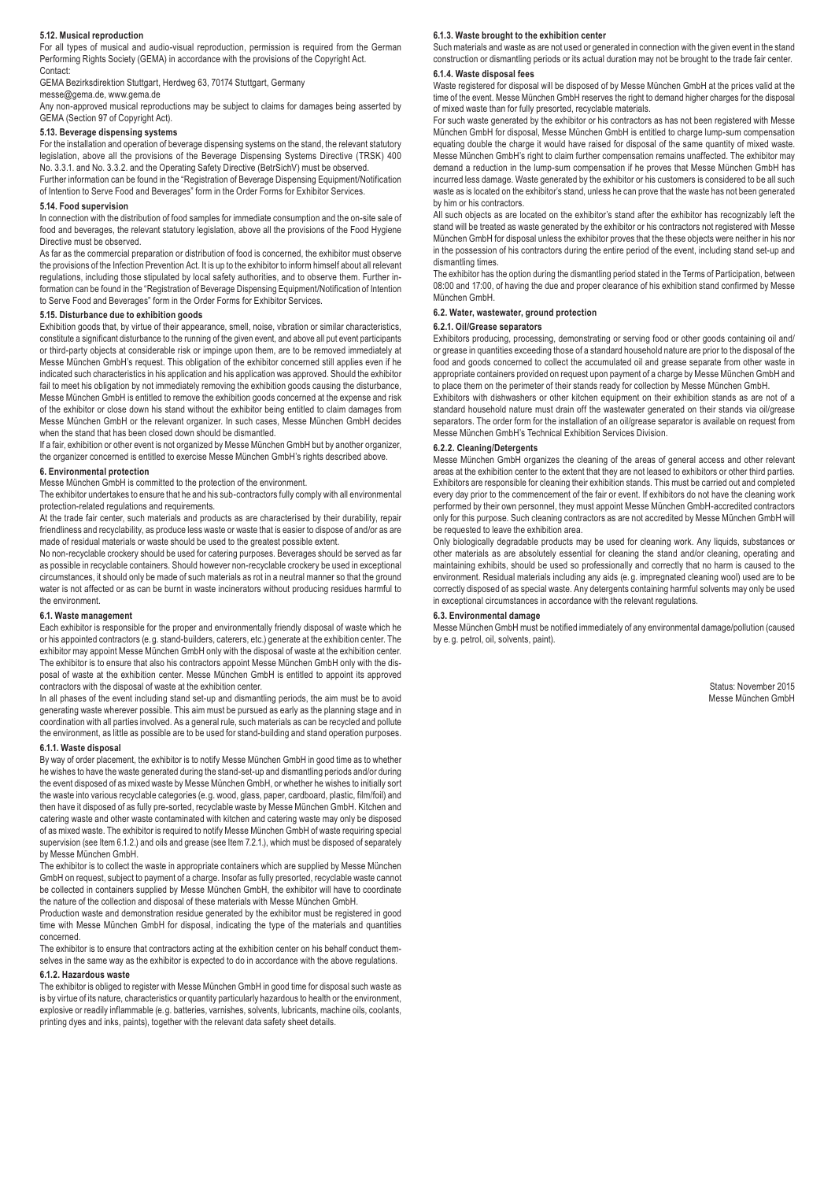#### 5.12. Musical reproduction

For all types of musical and audio-visual reproduction, permission is required from the German Performing Rights Society (GEMA) in accordance with the provisions of the Copyright Act.
Contact:
GEMA Bezirksdirektion Stuttgart, Herdweg 63, 70174 Stuttgart, Germany
messe@gema.de, www.gema.de

Any non-approved musical reproductions may be subject to claims for damages being asserted by GEMA (Section 97 of Copyright Act).

#### 5.13. Beverage dispensing systems

For the installation and operation of beverage dispensing systems on the stand, the relevant statutory legislation, above all the provisions of the Beverage Dispensing Systems Directive (TRSK) 400 No. 3.3.1. and No. 3.3.2. and the Operating Safety Directive (BetrSichV) must be observed.
Further information can be found in the "Registration of Beverage Dispensing Equipment/Notification of Intention to Serve Food and Beverages" form in the Order Forms for Exhibitor Services.

#### 5.14. Food supervision

In connection with the distribution of food samples for immediate consumption and the on-site sale of food and beverages, the relevant statutory legislation, above all the provisions of the Food Hygiene Directive must be observed.

As far as the commercial preparation or distribution of food is concerned, the exhibitor must observe the provisions of the Infection Prevention Act. It is up to the exhibitor to inform himself about all relevant regulations, including those stipulated by local safety authorities, and to observe them. Further information can be found in the "Registration of Beverage Dispensing Equipment/Notification of Intention to Serve Food and Beverages" form in the Order Forms for Exhibitor Services.

#### 5.15. Disturbance due to exhibition goods

Exhibition goods that, by virtue of their appearance, smell, noise, vibration or similar characteristics, constitute a significant disturbance to the running of the given event, and above all put event participants or third-party objects at considerable risk or impinge upon them, are to be removed immediately at Messe München GmbH's request. This obligation of the exhibitor concerned still applies even if he indicated such characteristics in his application and his application was approved. Should the exhibitor fail to meet his obligation by not immediately removing the exhibition goods causing the disturbance, Messe München GmbH is entitled to remove the exhibition goods concerned at the expense and risk of the exhibitor or close down his stand without the exhibitor being entitled to claim damages from Messe München GmbH or the relevant organizer. In such cases, Messe München GmbH decides when the stand that has been closed down should be dismantled.

If a fair, exhibition or other event is not organized by Messe München GmbH but by another organizer, the organizer concerned is entitled to exercise Messe München GmbH's rights described above.

### 6. Environmental protection

Messe München GmbH is committed to the protection of the environment.

The exhibitor undertakes to ensure that he and his sub-contractors fully comply with all environmental protection-related regulations and requirements.

At the trade fair center, such materials and products as are characterised by their durability, repair friendliness and recyclability, as produce less waste or waste that is easier to dispose of and/or as are made of residual materials or waste should be used to the greatest possible extent.

No non-recyclable crockery should be used for catering purposes. Beverages should be served as far as possible in recyclable containers. Should however non-recyclable crockery be used in exceptional circumstances, it should only be made of such materials as rot in a neutral manner so that the ground water is not affected or as can be burnt in waste incinerators without producing residues harmful to the environment.

#### 6.1. Waste management

Each exhibitor is responsible for the proper and environmentally friendly disposal of waste which he or his appointed contractors (e.g. stand-builders, caterers, etc.) generate at the exhibition center. The exhibitor may appoint Messe München GmbH only with the disposal of waste at the exhibition center. The exhibitor is to ensure that also his contractors appoint Messe München GmbH only with the disposal of waste at the exhibition center. Messe München GmbH is entitled to appoint its approved contractors with the disposal of waste at the exhibition center.

In all phases of the event including stand set-up and dismantling periods, the aim must be to avoid generating waste wherever possible. This aim must be pursued as early as the planning stage and in coordination with all parties involved. As a general rule, such materials as can be recycled and pollute the environment, as little as possible are to be used for stand-building and stand operation purposes.

#### 6.1.1. Waste disposal

By way of order placement, the exhibitor is to notify Messe München GmbH in good time as to whether he wishes to have the waste generated during the stand-set-up and dismantling periods and/or during the event disposed of as mixed waste by Messe München GmbH, or whether he wishes to initially sort the waste into various recyclable categories (e.g. wood, glass, paper, cardboard, plastic, film/foil) and then have it disposed of as fully pre-sorted, recyclable waste by Messe München GmbH. Kitchen and catering waste and other waste contaminated with kitchen and catering waste may only be disposed of as mixed waste. The exhibitor is required to notify Messe München GmbH of waste requiring special supervision (see Item 6.1.2.) and oils and grease (see Item 7.2.1.), which must be disposed of separately by Messe München GmbH.

The exhibitor is to collect the waste in appropriate containers which are supplied by Messe München GmbH on request, subject to payment of a charge. Insofar as fully presorted, recyclable waste cannot be collected in containers supplied by Messe München GmbH, the exhibitor will have to coordinate the nature of the collection and disposal of these materials with Messe München GmbH.

Production waste and demonstration residue generated by the exhibitor must be registered in good time with Messe München GmbH for disposal, indicating the type of the materials and quantities concerned.

The exhibitor is to ensure that contractors acting at the exhibition center on his behalf conduct themselves in the same way as the exhibitor is expected to do in accordance with the above regulations.

#### 6.1.2. Hazardous waste

The exhibitor is obliged to register with Messe München GmbH in good time for disposal such waste as is by virtue of its nature, characteristics or quantity particularly hazardous to health or the environment, explosive or readily inflammable (e.g. batteries, varnishes, solvents, lubricants, machine oils, coolants, printing dyes and inks, paints), together with the relevant data safety sheet details.

#### 6.1.3. Waste brought to the exhibition center

Such materials and waste as are not used or generated in connection with the given event in the stand construction or dismantling periods or its actual duration may not be brought to the trade fair center.

#### 6.1.4. Waste disposal fees

Waste registered for disposal will be disposed of by Messe München GmbH at the prices valid at the time of the event. Messe München GmbH reserves the right to demand higher charges for the disposal of mixed waste than for fully presorted, recyclable materials.

For such waste generated by the exhibitor or his contractors as has not been registered with Messe München GmbH for disposal, Messe München GmbH is entitled to charge lump-sum compensation equating double the charge it would have raised for disposal of the same quantity of mixed waste. Messe München GmbH's right to claim further compensation remains unaffected. The exhibitor may demand a reduction in the lump-sum compensation if he proves that Messe München GmbH has incurred less damage. Waste generated by the exhibitor or his customers is considered to be all such waste as is located on the exhibitor's stand, unless he can prove that the waste has not been generated by him or his contractors.

All such objects as are located on the exhibitor's stand after the exhibitor has recognizably left the stand will be treated as waste generated by the exhibitor or his contractors not registered with Messe München GmbH for disposal unless the exhibitor proves that the these objects were neither in his nor in the possession of his contractors during the entire period of the event, including stand set-up and dismantling times.

The exhibitor has the option during the dismantling period stated in the Terms of Participation, between 08:00 and 17:00, of having the due and proper clearance of his exhibition stand confirmed by Messe München GmbH.

#### 6.2. Water, wastewater, ground protection

#### 6.2.1. Oil/Grease separators

Exhibitors producing, processing, demonstrating or serving food or other goods containing oil and/or grease in quantities exceeding those of a standard household nature are prior to the disposal of the food and goods concerned to collect the accumulated oil and grease separate from other waste in appropriate containers provided on request upon payment of a charge by Messe München GmbH and to place them on the perimeter of their stands ready for collection by Messe München GmbH.

Exhibitors with dishwashers or other kitchen equipment on their exhibition stands as are not of a standard household nature must drain off the wastewater generated on their stands via oil/grease separators. The order form for the installation of an oil/grease separator is available on request from Messe München GmbH's Technical Exhibition Services Division.

#### 6.2.2. Cleaning/Detergents

Messe München GmbH organizes the cleaning of the areas of general access and other relevant areas at the exhibition center to the extent that they are not leased to exhibitors or other third parties. Exhibitors are responsible for cleaning their exhibition stands. This must be carried out and completed every day prior to the commencement of the fair or event. If exhibitors do not have the cleaning work performed by their own personnel, they must appoint Messe München GmbH-accredited contractors only for this purpose. Such cleaning contractors as are not accredited by Messe München GmbH will be requested to leave the exhibition area.

Only biologically degradable products may be used for cleaning work. Any liquids, substances or other materials as are absolutely essential for cleaning the stand and/or cleaning, operating and maintaining exhibits, should be used so professionally and correctly that no harm is caused to the environment. Residual materials including any aids (e.g. impregnated cleaning wool) used are to be correctly disposed of as special waste. Any detergents containing harmful solvents may only be used in exceptional circumstances in accordance with the relevant regulations.

#### 6.3. Environmental damage

Messe München GmbH must be notified immediately of any environmental damage/pollution (caused by e.g. petrol, oil, solvents, paint).

Status: November 2015
Messe München GmbH